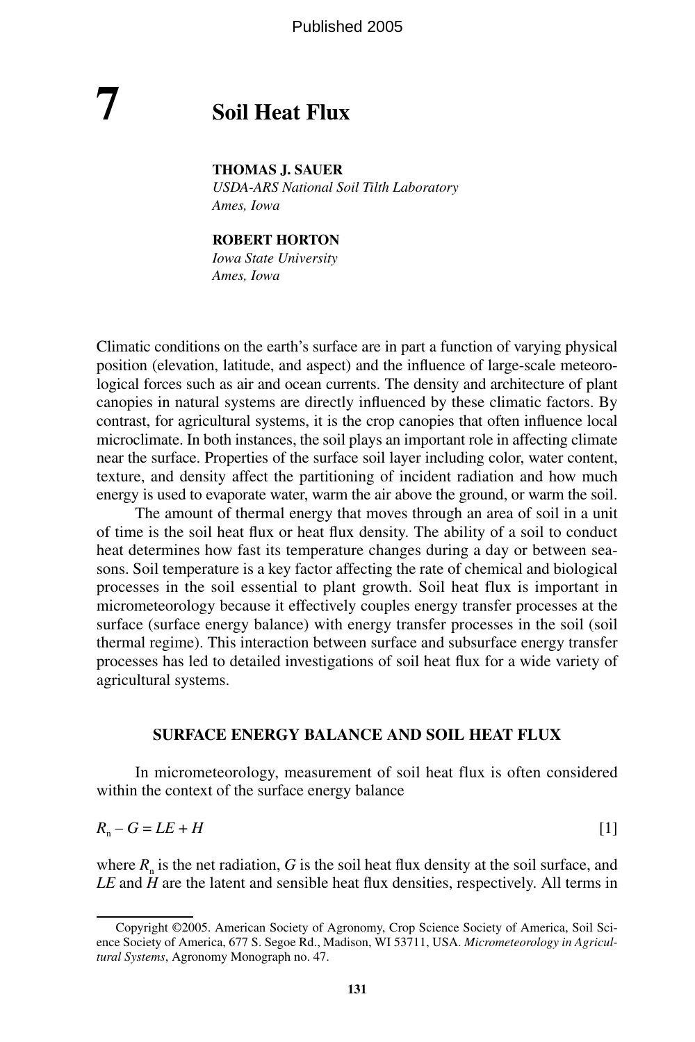Published 2005

# 7 Soil Heat Flux

**THOMAS J. SAUER**
*USDA-ARS National Soil Tilth Laboratory*
*Ames, Iowa*

**ROBERT HORTON**
*Iowa State University*
*Ames, Iowa*

Climatic conditions on the earth's surface are in part a function of varying physical position (elevation, latitude, and aspect) and the influence of large-scale meteorological forces such as air and ocean currents. The density and architecture of plant canopies in natural systems are directly influenced by these climatic factors. By contrast, for agricultural systems, it is the crop canopies that often influence local microclimate. In both instances, the soil plays an important role in affecting climate near the surface. Properties of the surface soil layer including color, water content, texture, and density affect the partitioning of incident radiation and how much energy is used to evaporate water, warm the air above the ground, or warm the soil.

The amount of thermal energy that moves through an area of soil in a unit of time is the soil heat flux or heat flux density. The ability of a soil to conduct heat determines how fast its temperature changes during a day or between seasons. Soil temperature is a key factor affecting the rate of chemical and biological processes in the soil essential to plant growth. Soil heat flux is important in micrometeorology because it effectively couples energy transfer processes at the surface (surface energy balance) with energy transfer processes in the soil (soil thermal regime). This interaction between surface and subsurface energy transfer processes has led to detailed investigations of soil heat flux for a wide variety of agricultural systems.

## SURFACE ENERGY BALANCE AND SOIL HEAT FLUX

In micrometeorology, measurement of soil heat flux is often considered within the context of the surface energy balance

$$R_n - G = LE + H \qquad [1]$$

where $R_n$ is the net radiation, $G$ is the soil heat flux density at the soil surface, and $LE$ and $H$ are the latent and sensible heat flux densities, respectively. All terms in

Copyright ©2005. American Society of Agronomy, Crop Science Society of America, Soil Science Society of America, 677 S. Segoe Rd., Madison, WI 53711, USA. *Micrometeorology in Agricultural Systems*, Agronomy Monograph no. 47.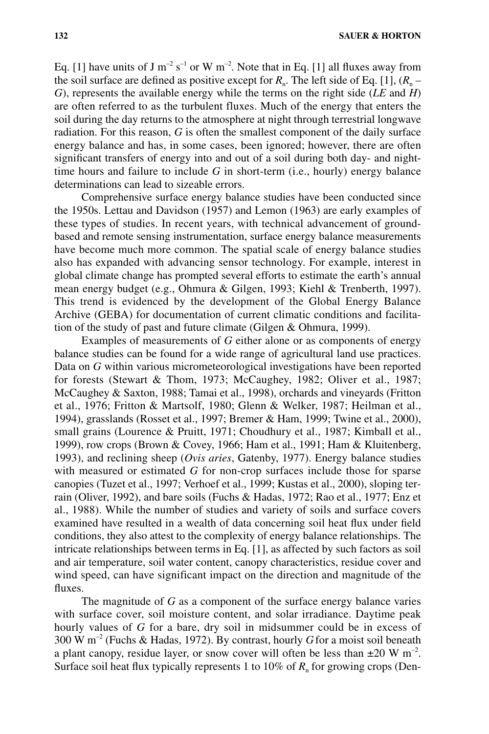Eq. [1] have units of J $m^{-2}$ $s^{-1}$ or W $m^{-2}$. Note that in Eq. [1] all fluxes away from the soil surface are defined as positive except for $R_n$. The left side of Eq. [1], ($R_n$ – $G$), represents the available energy while the terms on the right side ($LE$ and $H$) are often referred to as the turbulent fluxes. Much of the energy that enters the soil during the day returns to the atmosphere at night through terrestrial longwave radiation. For this reason, $G$ is often the smallest component of the daily surface energy balance and has, in some cases, been ignored; however, there are often significant transfers of energy into and out of a soil during both day- and nighttime hours and failure to include $G$ in short-term (i.e., hourly) energy balance determinations can lead to sizeable errors.

Comprehensive surface energy balance studies have been conducted since the 1950s. Lettau and Davidson (1957) and Lemon (1963) are early examples of these types of studies. In recent years, with technical advancement of ground-based and remote sensing instrumentation, surface energy balance measurements have become much more common. The spatial scale of energy balance studies also has expanded with advancing sensor technology. For example, interest in global climate change has prompted several efforts to estimate the earth's annual mean energy budget (e.g., Ohmura & Gilgen, 1993; Kiehl & Trenberth, 1997). This trend is evidenced by the development of the Global Energy Balance Archive (GEBA) for documentation of current climatic conditions and facilitation of the study of past and future climate (Gilgen & Ohmura, 1999).

Examples of measurements of $G$ either alone or as components of energy balance studies can be found for a wide range of agricultural land use practices. Data on $G$ within various micrometeorological investigations have been reported for forests (Stewart & Thom, 1973; McCaughey, 1982; Oliver et al., 1987; McCaughey & Saxton, 1988; Tamai et al., 1998), orchards and vineyards (Fritton et al., 1976; Fritton & Martsolf, 1980; Glenn & Welker, 1987; Heilman et al., 1994), grasslands (Rosset et al., 1997; Bremer & Ham, 1999; Twine et al., 2000), small grains (Lourence & Pruitt, 1971; Choudhury et al., 1987; Kimball et al., 1999), row crops (Brown & Covey, 1966; Ham et al., 1991; Ham & Kluitenberg, 1993), and reclining sheep (*Ovis aries*, Gatenby, 1977). Energy balance studies with measured or estimated $G$ for non-crop surfaces include those for sparse canopies (Tuzet et al., 1997; Verhoef et al., 1999; Kustas et al., 2000), sloping terrain (Oliver, 1992), and bare soils (Fuchs & Hadas, 1972; Rao et al., 1977; Enz et al., 1988). While the number of studies and variety of soils and surface covers examined have resulted in a wealth of data concerning soil heat flux under field conditions, they also attest to the complexity of energy balance relationships. The intricate relationships between terms in Eq. [1], as affected by such factors as soil and air temperature, soil water content, canopy characteristics, residue cover and wind speed, can have significant impact on the direction and magnitude of the fluxes.

The magnitude of $G$ as a component of the surface energy balance varies with surface cover, soil moisture content, and solar irradiance. Daytime peak hourly values of $G$ for a bare, dry soil in midsummer could be in excess of 300 W $m^{-2}$ (Fuchs & Hadas, 1972). By contrast, hourly $G$ for a moist soil beneath a plant canopy, residue layer, or snow cover will often be less than ±20 W $m^{-2}$. Surface soil heat flux typically represents 1 to 10% of $R_n$ for growing crops (Den-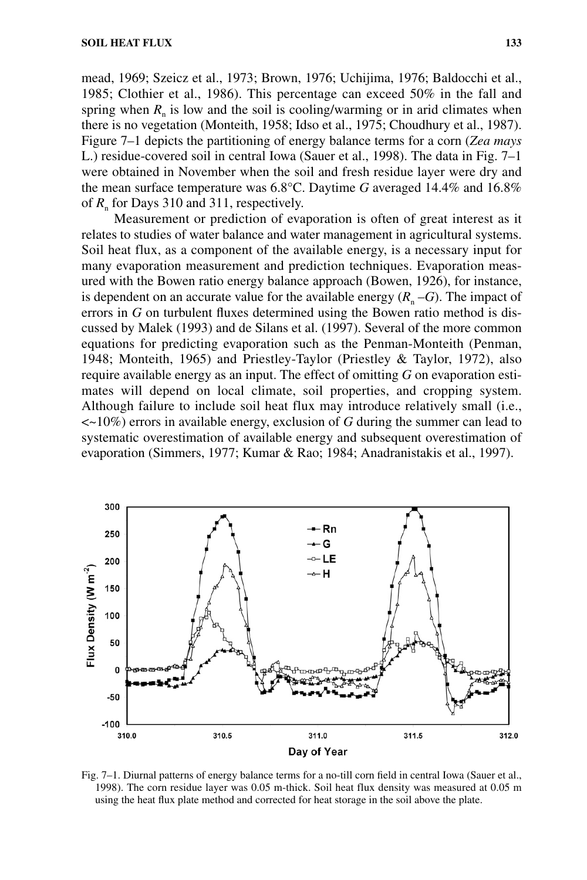mead, 1969; Szeicz et al., 1973; Brown, 1976; Uchijima, 1976; Baldocchi et al., 1985; Clothier et al., 1986). This percentage can exceed 50% in the fall and spring when $R_n$ is low and the soil is cooling/warming or in arid climates when there is no vegetation (Monteith, 1958; Idso et al., 1975; Choudhury et al., 1987). Figure 7–1 depicts the partitioning of energy balance terms for a corn (*Zea mays* L.) residue-covered soil in central Iowa (Sauer et al., 1998). The data in Fig. 7–1 were obtained in November when the soil and fresh residue layer were dry and the mean surface temperature was 6.8°C. Daytime *G* averaged 14.4% and 16.8% of $R_n$ for Days 310 and 311, respectively.

Measurement or prediction of evaporation is often of great interest as it relates to studies of water balance and water management in agricultural systems. Soil heat flux, as a component of the available energy, is a necessary input for many evaporation measurement and prediction techniques. Evaporation measured with the Bowen ratio energy balance approach (Bowen, 1926), for instance, is dependent on an accurate value for the available energy ($R_n - G$). The impact of errors in *G* on turbulent fluxes determined using the Bowen ratio method is discussed by Malek (1993) and de Silans et al. (1997). Several of the more common equations for predicting evaporation such as the Penman-Monteith (Penman, 1948; Monteith, 1965) and Priestley-Taylor (Priestley & Taylor, 1972), also require available energy as an input. The effect of omitting *G* on evaporation estimates will depend on local climate, soil properties, and cropping system. Although failure to include soil heat flux may introduce relatively small (i.e., <~10%) errors in available energy, exclusion of *G* during the summer can lead to systematic overestimation of available energy and subsequent overestimation of evaporation (Simmers, 1977; Kumar & Rao; 1984; Anadranistakis et al., 1997).

Fig. 7–1. Diurnal patterns of energy balance terms for a no-till corn field in central Iowa (Sauer et al., 1998). The corn residue layer was 0.05 m-thick. Soil heat flux density was measured at 0.05 m using the heat flux plate method and corrected for heat storage in the soil above the plate.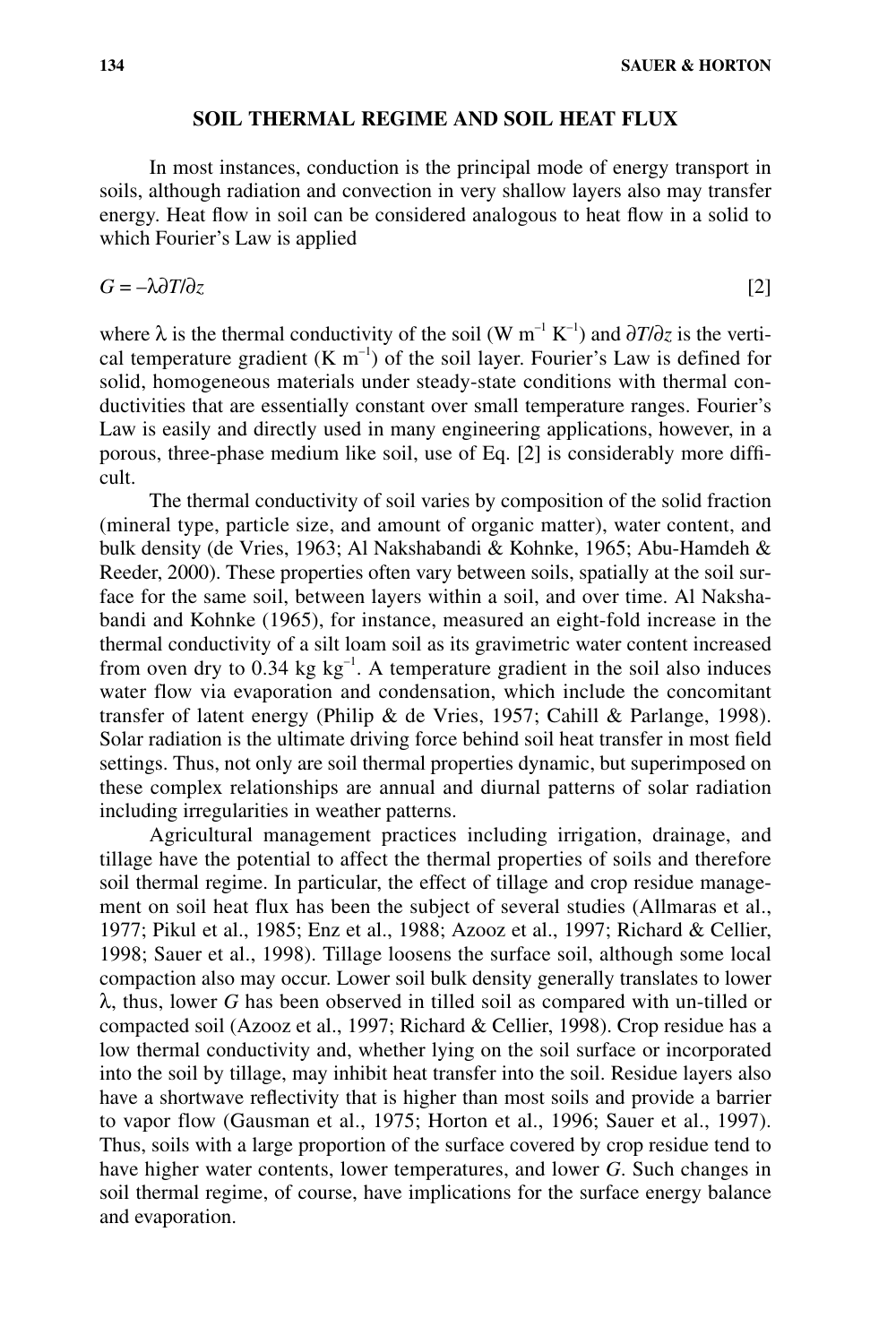## SOIL THERMAL REGIME AND SOIL HEAT FLUX

In most instances, conduction is the principal mode of energy transport in soils, although radiation and convection in very shallow layers also may transfer energy. Heat flow in soil can be considered analogous to heat flow in a solid to which Fourier's Law is applied

$$G = -\lambda \partial T / \partial z \qquad [2]$$

where $\lambda$ is the thermal conductivity of the soil (W m$^{-1}$ K$^{-1}$) and $\partial T/\partial z$ is the vertical temperature gradient (K m$^{-1}$) of the soil layer. Fourier's Law is defined for solid, homogeneous materials under steady-state conditions with thermal conductivities that are essentially constant over small temperature ranges. Fourier's Law is easily and directly used in many engineering applications, however, in a porous, three-phase medium like soil, use of Eq. [2] is considerably more difficult.

The thermal conductivity of soil varies by composition of the solid fraction (mineral type, particle size, and amount of organic matter), water content, and bulk density (de Vries, 1963; Al Nakshabandi & Kohnke, 1965; Abu-Hamdeh & Reeder, 2000). These properties often vary between soils, spatially at the soil surface for the same soil, between layers within a soil, and over time. Al Nakshabandi and Kohnke (1965), for instance, measured an eight-fold increase in the thermal conductivity of a silt loam soil as its gravimetric water content increased from oven dry to 0.34 kg kg$^{-1}$. A temperature gradient in the soil also induces water flow via evaporation and condensation, which include the concomitant transfer of latent energy (Philip & de Vries, 1957; Cahill & Parlange, 1998). Solar radiation is the ultimate driving force behind soil heat transfer in most field settings. Thus, not only are soil thermal properties dynamic, but superimposed on these complex relationships are annual and diurnal patterns of solar radiation including irregularities in weather patterns.

Agricultural management practices including irrigation, drainage, and tillage have the potential to affect the thermal properties of soils and therefore soil thermal regime. In particular, the effect of tillage and crop residue management on soil heat flux has been the subject of several studies (Allmaras et al., 1977; Pikul et al., 1985; Enz et al., 1988; Azooz et al., 1997; Richard & Cellier, 1998; Sauer et al., 1998). Tillage loosens the surface soil, although some local compaction also may occur. Lower soil bulk density generally translates to lower $\lambda$, thus, lower $G$ has been observed in tilled soil as compared with un-tilled or compacted soil (Azooz et al., 1997; Richard & Cellier, 1998). Crop residue has a low thermal conductivity and, whether lying on the soil surface or incorporated into the soil by tillage, may inhibit heat transfer into the soil. Residue layers also have a shortwave reflectivity that is higher than most soils and provide a barrier to vapor flow (Gausman et al., 1975; Horton et al., 1996; Sauer et al., 1997). Thus, soils with a large proportion of the surface covered by crop residue tend to have higher water contents, lower temperatures, and lower $G$. Such changes in soil thermal regime, of course, have implications for the surface energy balance and evaporation.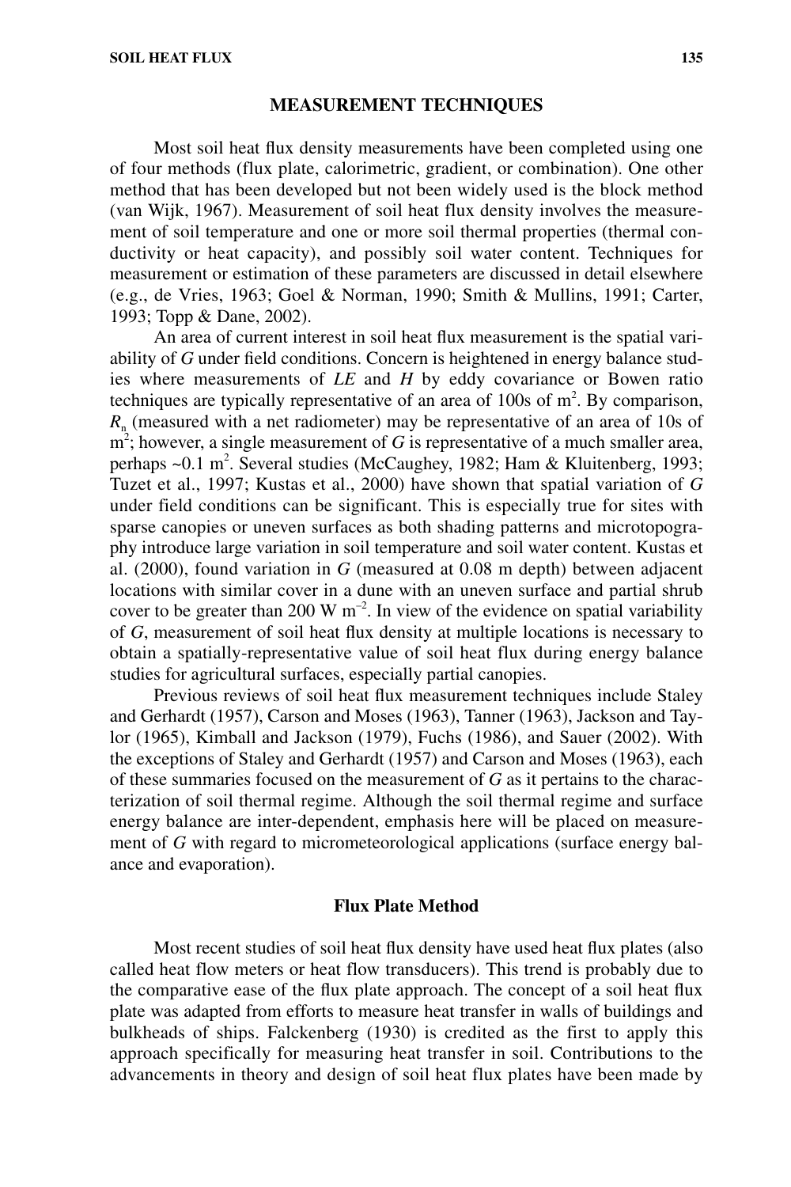## MEASUREMENT TECHNIQUES

Most soil heat flux density measurements have been completed using one of four methods (flux plate, calorimetric, gradient, or combination). One other method that has been developed but not been widely used is the block method (van Wijk, 1967). Measurement of soil heat flux density involves the measurement of soil temperature and one or more soil thermal properties (thermal conductivity or heat capacity), and possibly soil water content. Techniques for measurement or estimation of these parameters are discussed in detail elsewhere (e.g., de Vries, 1963; Goel & Norman, 1990; Smith & Mullins, 1991; Carter, 1993; Topp & Dane, 2002).

An area of current interest in soil heat flux measurement is the spatial variability of *G* under field conditions. Concern is heightened in energy balance studies where measurements of *LE* and *H* by eddy covariance or Bowen ratio techniques are typically representative of an area of 100s of $m^2$. By comparison, $R_n$ (measured with a net radiometer) may be representative of an area of 10s of $m^2$; however, a single measurement of *G* is representative of a much smaller area, perhaps ~0.1 $m^2$. Several studies (McCaughey, 1982; Ham & Kluitenberg, 1993; Tuzet et al., 1997; Kustas et al., 2000) have shown that spatial variation of *G* under field conditions can be significant. This is especially true for sites with sparse canopies or uneven surfaces as both shading patterns and microtopography introduce large variation in soil temperature and soil water content. Kustas et al. (2000), found variation in *G* (measured at 0.08 m depth) between adjacent locations with similar cover in a dune with an uneven surface and partial shrub cover to be greater than 200 W $m^{-2}$. In view of the evidence on spatial variability of *G*, measurement of soil heat flux density at multiple locations is necessary to obtain a spatially-representative value of soil heat flux during energy balance studies for agricultural surfaces, especially partial canopies.

Previous reviews of soil heat flux measurement techniques include Staley and Gerhardt (1957), Carson and Moses (1963), Tanner (1963), Jackson and Taylor (1965), Kimball and Jackson (1979), Fuchs (1986), and Sauer (2002). With the exceptions of Staley and Gerhardt (1957) and Carson and Moses (1963), each of these summaries focused on the measurement of *G* as it pertains to the characterization of soil thermal regime. Although the soil thermal regime and surface energy balance are inter-dependent, emphasis here will be placed on measurement of *G* with regard to micrometeorological applications (surface energy balance and evaporation).

### Flux Plate Method

Most recent studies of soil heat flux density have used heat flux plates (also called heat flow meters or heat flow transducers). This trend is probably due to the comparative ease of the flux plate approach. The concept of a soil heat flux plate was adapted from efforts to measure heat transfer in walls of buildings and bulkheads of ships. Falckenberg (1930) is credited as the first to apply this approach specifically for measuring heat transfer in soil. Contributions to the advancements in theory and design of soil heat flux plates have been made by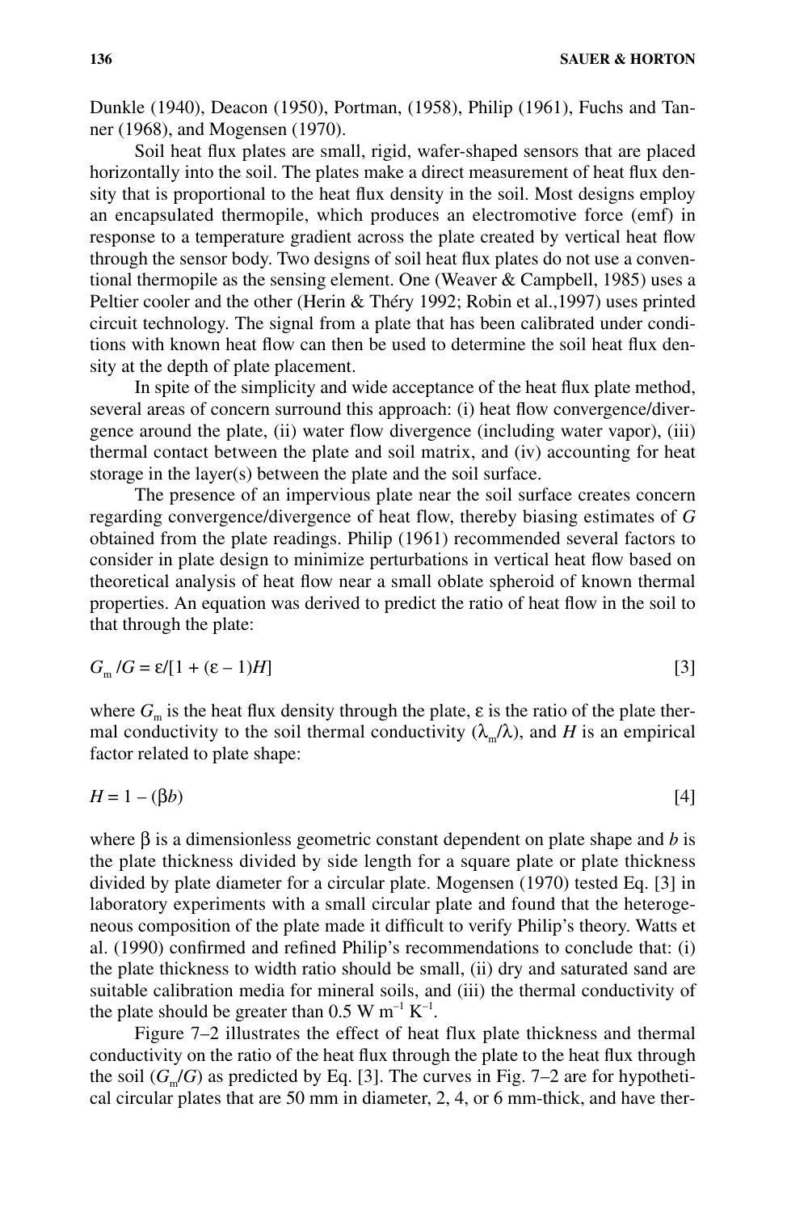Dunkle (1940), Deacon (1950), Portman, (1958), Philip (1961), Fuchs and Tanner (1968), and Mogensen (1970).

Soil heat flux plates are small, rigid, wafer-shaped sensors that are placed horizontally into the soil. The plates make a direct measurement of heat flux density that is proportional to the heat flux density in the soil. Most designs employ an encapsulated thermopile, which produces an electromotive force (emf) in response to a temperature gradient across the plate created by vertical heat flow through the sensor body. Two designs of soil heat flux plates do not use a conventional thermopile as the sensing element. One (Weaver & Campbell, 1985) uses a Peltier cooler and the other (Herin & Théry 1992; Robin et al.,1997) uses printed circuit technology. The signal from a plate that has been calibrated under conditions with known heat flow can then be used to determine the soil heat flux density at the depth of plate placement.

In spite of the simplicity and wide acceptance of the heat flux plate method, several areas of concern surround this approach: (i) heat flow convergence/divergence around the plate, (ii) water flow divergence (including water vapor), (iii) thermal contact between the plate and soil matrix, and (iv) accounting for heat storage in the layer(s) between the plate and the soil surface.

The presence of an impervious plate near the soil surface creates concern regarding convergence/divergence of heat flow, thereby biasing estimates of $G$ obtained from the plate readings. Philip (1961) recommended several factors to consider in plate design to minimize perturbations in vertical heat flow based on theoretical analysis of heat flow near a small oblate spheroid of known thermal properties. An equation was derived to predict the ratio of heat flow in the soil to that through the plate:

$$G_m / G = \varepsilon / [1 + (\varepsilon - 1)H] \qquad [3]$$

where $G_m$ is the heat flux density through the plate, $\varepsilon$ is the ratio of the plate thermal conductivity to the soil thermal conductivity ($\lambda_m/\lambda$), and $H$ is an empirical factor related to plate shape:

$$H = 1 - (\beta b) \qquad [4]$$

where $\beta$ is a dimensionless geometric constant dependent on plate shape and $b$ is the plate thickness divided by side length for a square plate or plate thickness divided by plate diameter for a circular plate. Mogensen (1970) tested Eq. [3] in laboratory experiments with a small circular plate and found that the heterogeneous composition of the plate made it difficult to verify Philip's theory. Watts et al. (1990) confirmed and refined Philip's recommendations to conclude that: (i) the plate thickness to width ratio should be small, (ii) dry and saturated sand are suitable calibration media for mineral soils, and (iii) the thermal conductivity of the plate should be greater than 0.5 W $m^{-1}$ $K^{-1}$.

Figure 7–2 illustrates the effect of heat flux plate thickness and thermal conductivity on the ratio of the heat flux through the plate to the heat flux through the soil ($G_m/G$) as predicted by Eq. [3]. The curves in Fig. 7–2 are for hypothetical circular plates that are 50 mm in diameter, 2, 4, or 6 mm-thick, and have ther-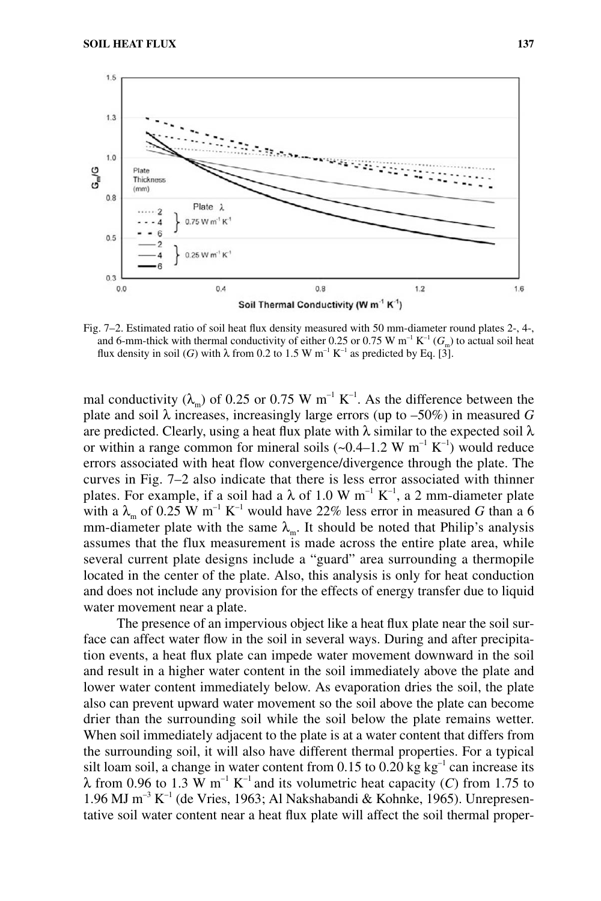Fig. 7–2. Estimated ratio of soil heat flux density measured with 50 mm-diameter round plates 2-, 4-, and 6-mm-thick with thermal conductivity of either 0.25 or 0.75 W $m^{-1}$ $K^{-1}$ ($G_m$) to actual soil heat flux density in soil ($G$) with $\lambda$ from 0.2 to 1.5 W $m^{-1}$ $K^{-1}$ as predicted by Eq. [3].

mal conductivity ($\lambda_m$) of 0.25 or 0.75 W $m^{-1}$ $K^{-1}$. As the difference between the plate and soil $\lambda$ increases, increasingly large errors (up to –50%) in measured $G$ are predicted. Clearly, using a heat flux plate with $\lambda$ similar to the expected soil $\lambda$ or within a range common for mineral soils (~0.4–1.2 W $m^{-1}$ $K^{-1}$) would reduce errors associated with heat flow convergence/divergence through the plate. The curves in Fig. 7–2 also indicate that there is less error associated with thinner plates. For example, if a soil had a $\lambda$ of 1.0 W $m^{-1}$ $K^{-1}$, a 2 mm-diameter plate with a $\lambda_m$ of 0.25 W $m^{-1}$ $K^{-1}$ would have 22% less error in measured $G$ than a 6 mm-diameter plate with the same $\lambda_m$. It should be noted that Philip's analysis assumes that the flux measurement is made across the entire plate area, while several current plate designs include a "guard" area surrounding a thermopile located in the center of the plate. Also, this analysis is only for heat conduction and does not include any provision for the effects of energy transfer due to liquid water movement near a plate.

The presence of an impervious object like a heat flux plate near the soil surface can affect water flow in the soil in several ways. During and after precipitation events, a heat flux plate can impede water movement downward in the soil and result in a higher water content in the soil immediately above the plate and lower water content immediately below. As evaporation dries the soil, the plate also can prevent upward water movement so the soil above the plate can become drier than the surrounding soil while the soil below the plate remains wetter. When soil immediately adjacent to the plate is at a water content that differs from the surrounding soil, it will also have different thermal properties. For a typical silt loam soil, a change in water content from 0.15 to 0.20 kg $kg^{-1}$ can increase its $\lambda$ from 0.96 to 1.3 W $m^{-1}$ $K^{-1}$ and its volumetric heat capacity ($C$) from 1.75 to 1.96 MJ $m^{-3}$ $K^{-1}$ (de Vries, 1963; Al Nakshabandi & Kohnke, 1965). Unrepresentative soil water content near a heat flux plate will affect the soil thermal proper-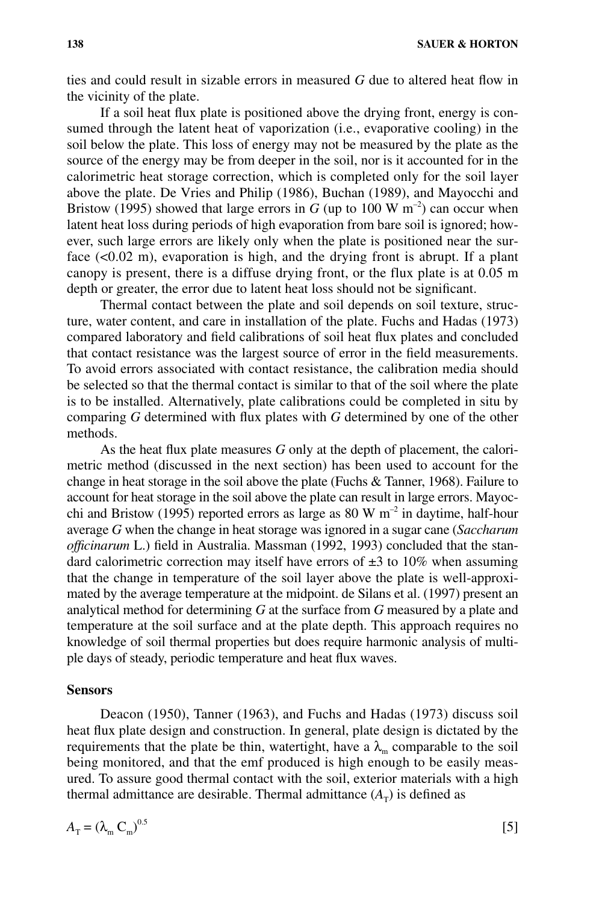ties and could result in sizable errors in measured *G* due to altered heat flow in the vicinity of the plate.

If a soil heat flux plate is positioned above the drying front, energy is consumed through the latent heat of vaporization (i.e., evaporative cooling) in the soil below the plate. This loss of energy may not be measured by the plate as the source of the energy may be from deeper in the soil, nor is it accounted for in the calorimetric heat storage correction, which is completed only for the soil layer above the plate. De Vries and Philip (1986), Buchan (1989), and Mayocchi and Bristow (1995) showed that large errors in *G* (up to 100 W $m^{-2}$) can occur when latent heat loss during periods of high evaporation from bare soil is ignored; however, such large errors are likely only when the plate is positioned near the surface (<0.02 m), evaporation is high, and the drying front is abrupt. If a plant canopy is present, there is a diffuse drying front, or the flux plate is at 0.05 m depth or greater, the error due to latent heat loss should not be significant.

Thermal contact between the plate and soil depends on soil texture, structure, water content, and care in installation of the plate. Fuchs and Hadas (1973) compared laboratory and field calibrations of soil heat flux plates and concluded that contact resistance was the largest source of error in the field measurements. To avoid errors associated with contact resistance, the calibration media should be selected so that the thermal contact is similar to that of the soil where the plate is to be installed. Alternatively, plate calibrations could be completed in situ by comparing *G* determined with flux plates with *G* determined by one of the other methods.

As the heat flux plate measures *G* only at the depth of placement, the calorimetric method (discussed in the next section) has been used to account for the change in heat storage in the soil above the plate (Fuchs & Tanner, 1968). Failure to account for heat storage in the soil above the plate can result in large errors. Mayocchi and Bristow (1995) reported errors as large as 80 W $m^{-2}$ in daytime, half-hour average *G* when the change in heat storage was ignored in a sugar cane (*Saccharum officinarum* L.) field in Australia. Massman (1992, 1993) concluded that the standard calorimetric correction may itself have errors of ±3 to 10% when assuming that the change in temperature of the soil layer above the plate is well-approximated by the average temperature at the midpoint. de Silans et al. (1997) present an analytical method for determining *G* at the surface from *G* measured by a plate and temperature at the soil surface and at the plate depth. This approach requires no knowledge of soil thermal properties but does require harmonic analysis of multiple days of steady, periodic temperature and heat flux waves.

### Sensors

Deacon (1950), Tanner (1963), and Fuchs and Hadas (1973) discuss soil heat flux plate design and construction. In general, plate design is dictated by the requirements that the plate be thin, watertight, have a $\lambda_m$ comparable to the soil being monitored, and that the emf produced is high enough to be easily measured. To assure good thermal contact with the soil, exterior materials with a high thermal admittance are desirable. Thermal admittance ($A_T$) is defined as

$$A_T = (\lambda_m C_m)^{0.5} \qquad [5]$$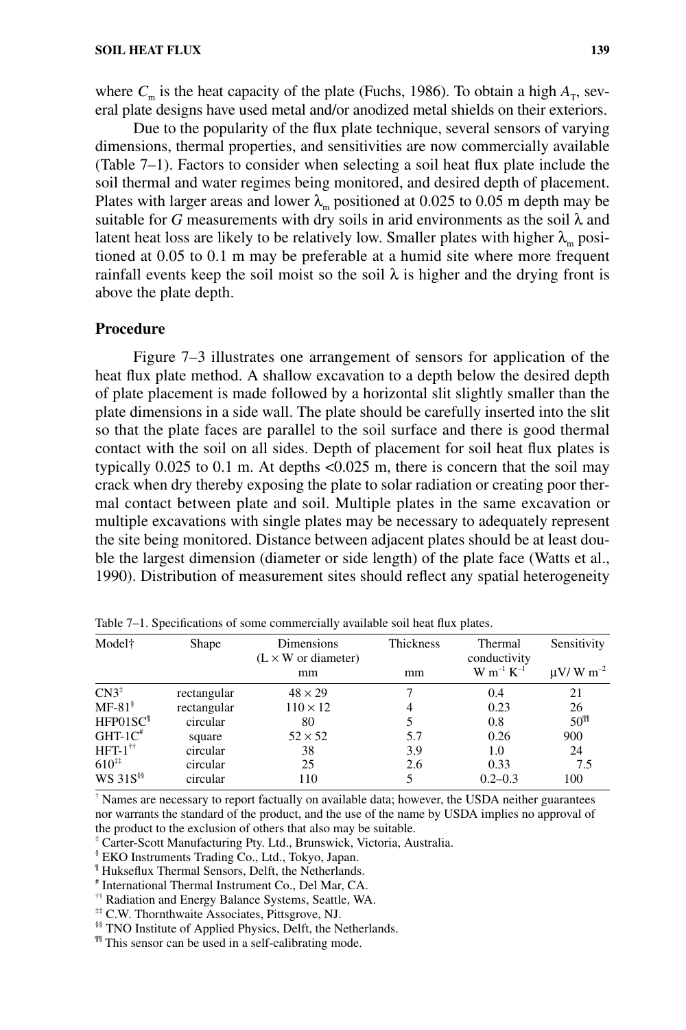where $C_m$ is the heat capacity of the plate (Fuchs, 1986). To obtain a high $A_T$, several plate designs have used metal and/or anodized metal shields on their exteriors.

Due to the popularity of the flux plate technique, several sensors of varying dimensions, thermal properties, and sensitivities are now commercially available (Table 7–1). Factors to consider when selecting a soil heat flux plate include the soil thermal and water regimes being monitored, and desired depth of placement. Plates with larger areas and lower $\lambda_m$ positioned at 0.025 to 0.05 m depth may be suitable for $G$ measurements with dry soils in arid environments as the soil $\lambda$ and latent heat loss are likely to be relatively low. Smaller plates with higher $\lambda_m$ positioned at 0.05 to 0.1 m may be preferable at a humid site where more frequent rainfall events keep the soil moist so the soil $\lambda$ is higher and the drying front is above the plate depth.

### Procedure

Figure 7–3 illustrates one arrangement of sensors for application of the heat flux plate method. A shallow excavation to a depth below the desired depth of plate placement is made followed by a horizontal slit slightly smaller than the plate dimensions in a side wall. The plate should be carefully inserted into the slit so that the plate faces are parallel to the soil surface and there is good thermal contact with the soil on all sides. Depth of placement for soil heat flux plates is typically 0.025 to 0.1 m. At depths <0.025 m, there is concern that the soil may crack when dry thereby exposing the plate to solar radiation or creating poor thermal contact between plate and soil. Multiple plates in the same excavation or multiple excavations with single plates may be necessary to adequately represent the site being monitored. Distance between adjacent plates should be at least double the largest dimension (diameter or side length) of the plate face (Watts et al., 1990). Distribution of measurement sites should reflect any spatial heterogeneity

Table 7–1. Specifications of some commercially available soil heat flux plates.

| Model† | Shape | Dimensions (L × W or diameter) | Thickness | Thermal conductivity | Sensitivity |
|---|---|---|---|---|---|
| | | mm | mm | $W\ m^{-1}\ K^{-1}$ | $\mu V/\ W\ m^{-2}$ |
| CN3‡ | rectangular | 48 × 29 | 7 | 0.4 | 21 |
| MF-81§ | rectangular | 110 × 12 | 4 | 0.23 | 26 |
| HFP01SC¶ | circular | 80 | 5 | 0.8 | 50¶¶ |
| GHT-1C# | square | 52 × 52 | 5.7 | 0.26 | 900 |
| HFT-1†† | circular | 38 | 3.9 | 1.0 | 24 |
| 610‡‡ | circular | 25 | 2.6 | 0.33 | 7.5 |
| WS 31S§§ | circular | 110 | 5 | 0.2–0.3 | 100 |

† Names are necessary to report factually on available data; however, the USDA neither guarantees nor warrants the standard of the product, and the use of the name by USDA implies no approval of the product to the exclusion of others that also may be suitable.

‡ Carter-Scott Manufacturing Pty. Ltd., Brunswick, Victoria, Australia.

§ EKO Instruments Trading Co., Ltd., Tokyo, Japan.

¶ Hukseflux Thermal Sensors, Delft, the Netherlands.

\# International Thermal Instrument Co., Del Mar, CA.

†† Radiation and Energy Balance Systems, Seattle, WA.

‡‡ C.W. Thornthwaite Associates, Pittsgrove, NJ.

§§ TNO Institute of Applied Physics, Delft, the Netherlands.

¶¶ This sensor can be used in a self-calibrating mode.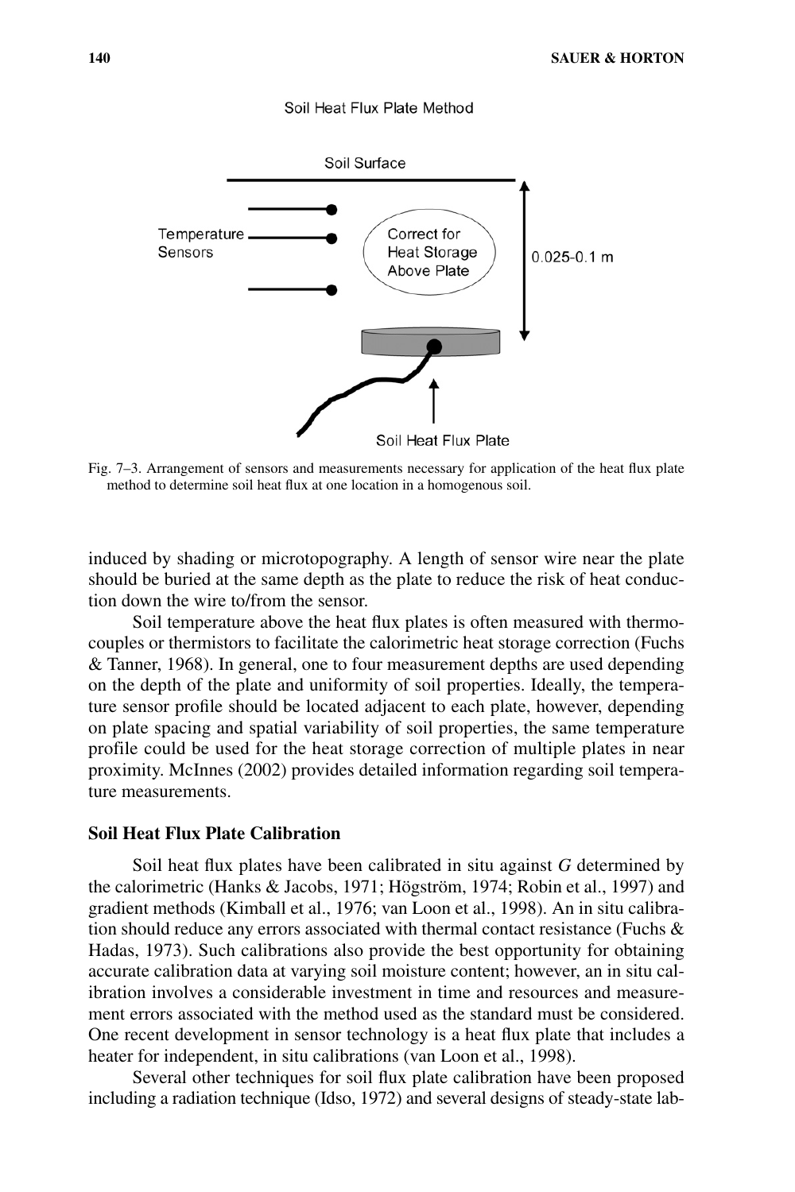Fig. 7–3. Arrangement of sensors and measurements necessary for application of the heat flux plate method to determine soil heat flux at one location in a homogenous soil.

induced by shading or microtopography. A length of sensor wire near the plate should be buried at the same depth as the plate to reduce the risk of heat conduction down the wire to/from the sensor.

Soil temperature above the heat flux plates is often measured with thermocouples or thermistors to facilitate the calorimetric heat storage correction (Fuchs & Tanner, 1968). In general, one to four measurement depths are used depending on the depth of the plate and uniformity of soil properties. Ideally, the temperature sensor profile should be located adjacent to each plate, however, depending on plate spacing and spatial variability of soil properties, the same temperature profile could be used for the heat storage correction of multiple plates in near proximity. McInnes (2002) provides detailed information regarding soil temperature measurements.

### Soil Heat Flux Plate Calibration

Soil heat flux plates have been calibrated in situ against $G$ determined by the calorimetric (Hanks & Jacobs, 1971; Högström, 1974; Robin et al., 1997) and gradient methods (Kimball et al., 1976; van Loon et al., 1998). An in situ calibration should reduce any errors associated with thermal contact resistance (Fuchs & Hadas, 1973). Such calibrations also provide the best opportunity for obtaining accurate calibration data at varying soil moisture content; however, an in situ calibration involves a considerable investment in time and resources and measurement errors associated with the method used as the standard must be considered. One recent development in sensor technology is a heat flux plate that includes a heater for independent, in situ calibrations (van Loon et al., 1998).

Several other techniques for soil flux plate calibration have been proposed including a radiation technique (Idso, 1972) and several designs of steady-state lab-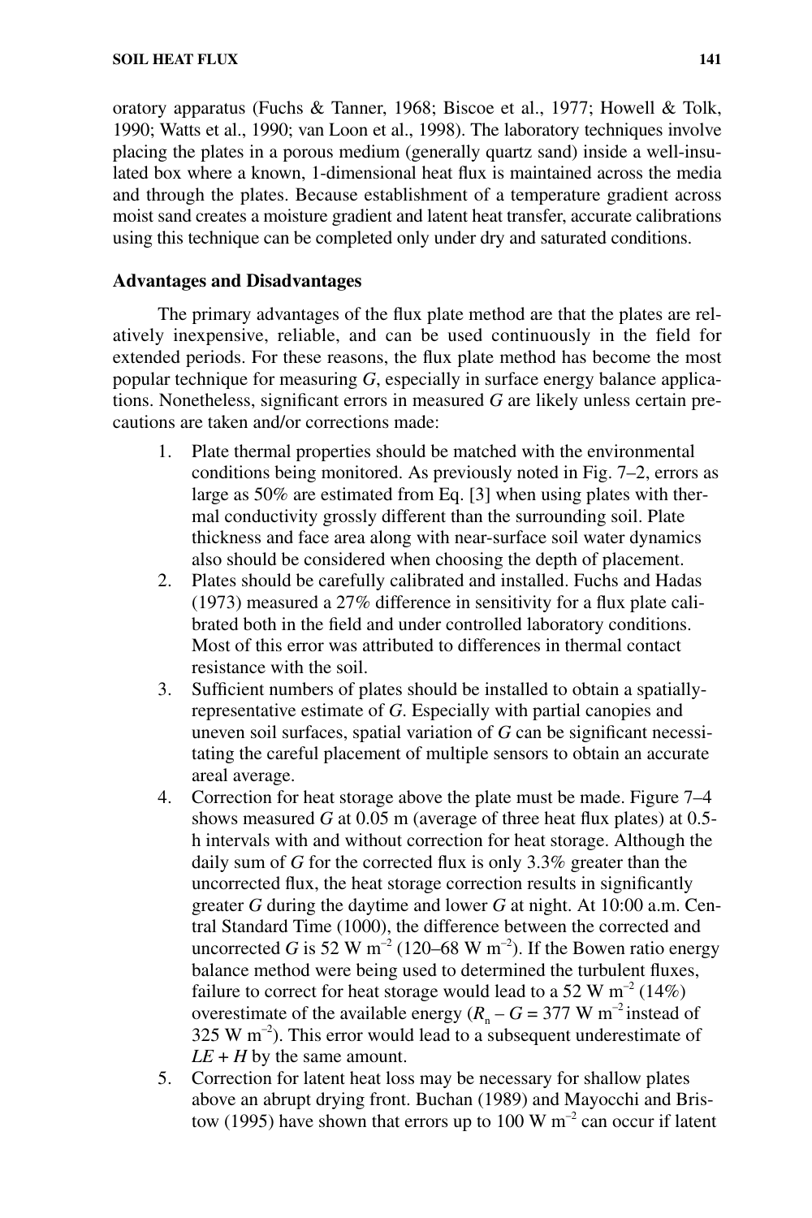oratory apparatus (Fuchs & Tanner, 1968; Biscoe et al., 1977; Howell & Tolk, 1990; Watts et al., 1990; van Loon et al., 1998). The laboratory techniques involve placing the plates in a porous medium (generally quartz sand) inside a well-insulated box where a known, 1-dimensional heat flux is maintained across the media and through the plates. Because establishment of a temperature gradient across moist sand creates a moisture gradient and latent heat transfer, accurate calibrations using this technique can be completed only under dry and saturated conditions.

### Advantages and Disadvantages

The primary advantages of the flux plate method are that the plates are relatively inexpensive, reliable, and can be used continuously in the field for extended periods. For these reasons, the flux plate method has become the most popular technique for measuring $G$, especially in surface energy balance applications. Nonetheless, significant errors in measured $G$ are likely unless certain precautions are taken and/or corrections made:

1. Plate thermal properties should be matched with the environmental conditions being monitored. As previously noted in Fig. 7–2, errors as large as 50% are estimated from Eq. [3] when using plates with thermal conductivity grossly different than the surrounding soil. Plate thickness and face area along with near-surface soil water dynamics also should be considered when choosing the depth of placement.
2. Plates should be carefully calibrated and installed. Fuchs and Hadas (1973) measured a 27% difference in sensitivity for a flux plate calibrated both in the field and under controlled laboratory conditions. Most of this error was attributed to differences in thermal contact resistance with the soil.
3. Sufficient numbers of plates should be installed to obtain a spatially-representative estimate of $G$. Especially with partial canopies and uneven soil surfaces, spatial variation of $G$ can be significant necessitating the careful placement of multiple sensors to obtain an accurate areal average.
4. Correction for heat storage above the plate must be made. Figure 7–4 shows measured $G$ at 0.05 m (average of three heat flux plates) at 0.5-h intervals with and without correction for heat storage. Although the daily sum of $G$ for the corrected flux is only 3.3% greater than the uncorrected flux, the heat storage correction results in significantly greater $G$ during the daytime and lower $G$ at night. At 10:00 a.m. Central Standard Time (1000), the difference between the corrected and uncorrected $G$ is 52 W m$^{-2}$ (120–68 W m$^{-2}$). If the Bowen ratio energy balance method were being used to determined the turbulent fluxes, failure to correct for heat storage would lead to a 52 W m$^{-2}$ (14%) overestimate of the available energy ($R_n - G$ = 377 W m$^{-2}$ instead of 325 W m$^{-2}$). This error would lead to a subsequent underestimate of $LE + H$ by the same amount.
5. Correction for latent heat loss may be necessary for shallow plates above an abrupt drying front. Buchan (1989) and Mayocchi and Bristow (1995) have shown that errors up to 100 W m$^{-2}$ can occur if latent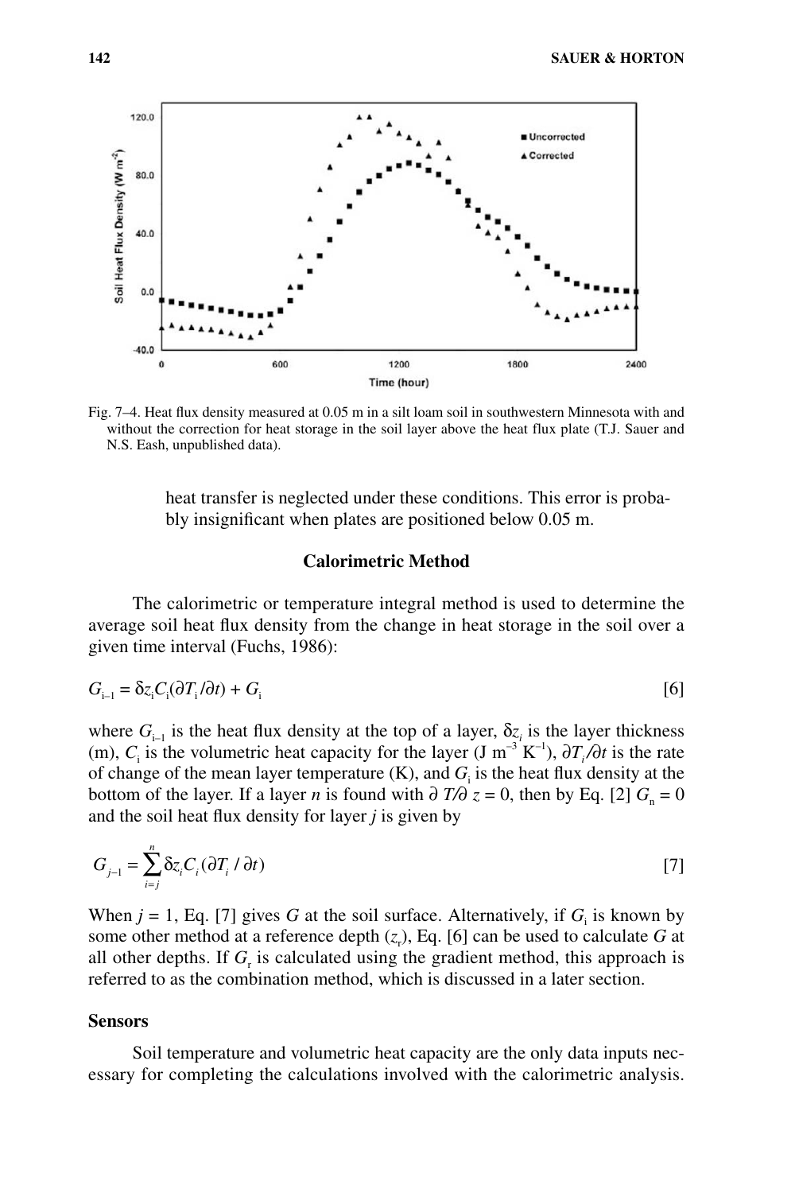Fig. 7–4. Heat flux density measured at 0.05 m in a silt loam soil in southwestern Minnesota with and without the correction for heat storage in the soil layer above the heat flux plate (T.J. Sauer and N.S. Eash, unpublished data).

heat transfer is neglected under these conditions. This error is probably insignificant when plates are positioned below 0.05 m.

### Calorimetric Method

The calorimetric or temperature integral method is used to determine the average soil heat flux density from the change in heat storage in the soil over a given time interval (Fuchs, 1986):

$$G_{i-1} = \delta z_i C_i (\partial T_i / \partial t) + G_i \quad [6]$$

where $G_{i-1}$ is the heat flux density at the top of a layer, $\delta z_i$ is the layer thickness (m), $C_i$ is the volumetric heat capacity for the layer (J m$^{-3}$ K$^{-1}$), $\partial T_i/\partial t$ is the rate of change of the mean layer temperature (K), and $G_i$ is the heat flux density at the bottom of the layer. If a layer $n$ is found with $\partial T/\partial z = 0$, then by Eq. [2] $G_n = 0$ and the soil heat flux density for layer $j$ is given by

$$G_{j-1} = \sum_{i=j}^{n} \delta z_i C_i (\partial T_i / \partial t) \quad [7]$$

When $j = 1$, Eq. [7] gives $G$ at the soil surface. Alternatively, if $G_i$ is known by some other method at a reference depth ($z_r$), Eq. [6] can be used to calculate $G$ at all other depths. If $G_r$ is calculated using the gradient method, this approach is referred to as the combination method, which is discussed in a later section.

#### Sensors

Soil temperature and volumetric heat capacity are the only data inputs necessary for completing the calculations involved with the calorimetric analysis.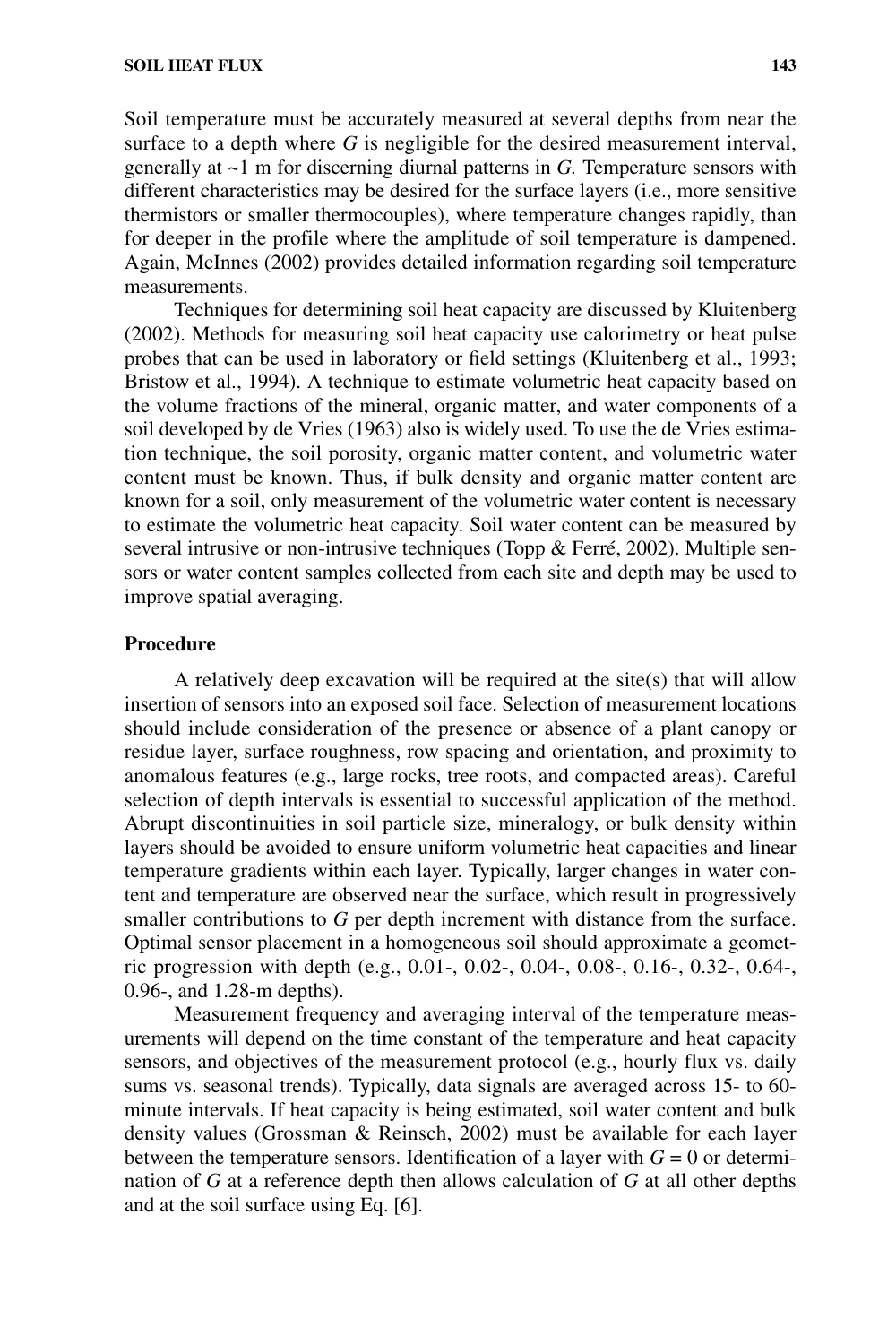Soil temperature must be accurately measured at several depths from near the surface to a depth where $G$ is negligible for the desired measurement interval, generally at ~1 m for discerning diurnal patterns in $G$. Temperature sensors with different characteristics may be desired for the surface layers (i.e., more sensitive thermistors or smaller thermocouples), where temperature changes rapidly, than for deeper in the profile where the amplitude of soil temperature is dampened. Again, McInnes (2002) provides detailed information regarding soil temperature measurements.

Techniques for determining soil heat capacity are discussed by Kluitenberg (2002). Methods for measuring soil heat capacity use calorimetry or heat pulse probes that can be used in laboratory or field settings (Kluitenberg et al., 1993; Bristow et al., 1994). A technique to estimate volumetric heat capacity based on the volume fractions of the mineral, organic matter, and water components of a soil developed by de Vries (1963) also is widely used. To use the de Vries estimation technique, the soil porosity, organic matter content, and volumetric water content must be known. Thus, if bulk density and organic matter content are known for a soil, only measurement of the volumetric water content is necessary to estimate the volumetric heat capacity. Soil water content can be measured by several intrusive or non-intrusive techniques (Topp & Ferré, 2002). Multiple sensors or water content samples collected from each site and depth may be used to improve spatial averaging.

### Procedure

A relatively deep excavation will be required at the site(s) that will allow insertion of sensors into an exposed soil face. Selection of measurement locations should include consideration of the presence or absence of a plant canopy or residue layer, surface roughness, row spacing and orientation, and proximity to anomalous features (e.g., large rocks, tree roots, and compacted areas). Careful selection of depth intervals is essential to successful application of the method. Abrupt discontinuities in soil particle size, mineralogy, or bulk density within layers should be avoided to ensure uniform volumetric heat capacities and linear temperature gradients within each layer. Typically, larger changes in water content and temperature are observed near the surface, which result in progressively smaller contributions to $G$ per depth increment with distance from the surface. Optimal sensor placement in a homogeneous soil should approximate a geometric progression with depth (e.g., 0.01-, 0.02-, 0.04-, 0.08-, 0.16-, 0.32-, 0.64-, 0.96-, and 1.28-m depths).

Measurement frequency and averaging interval of the temperature measurements will depend on the time constant of the temperature and heat capacity sensors, and objectives of the measurement protocol (e.g., hourly flux vs. daily sums vs. seasonal trends). Typically, data signals are averaged across 15- to 60-minute intervals. If heat capacity is being estimated, soil water content and bulk density values (Grossman & Reinsch, 2002) must be available for each layer between the temperature sensors. Identification of a layer with $G = 0$ or determination of $G$ at a reference depth then allows calculation of $G$ at all other depths and at the soil surface using Eq. [6].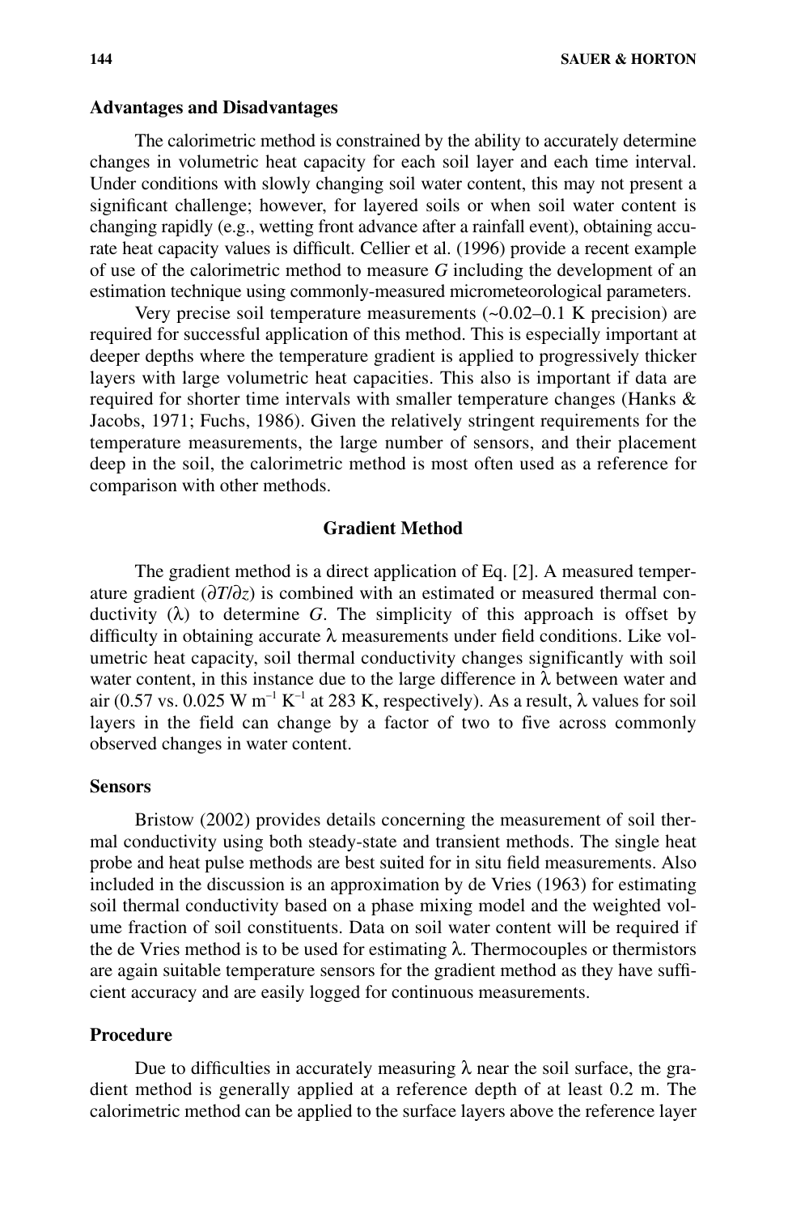### Advantages and Disadvantages

The calorimetric method is constrained by the ability to accurately determine changes in volumetric heat capacity for each soil layer and each time interval. Under conditions with slowly changing soil water content, this may not present a significant challenge; however, for layered soils or when soil water content is changing rapidly (e.g., wetting front advance after a rainfall event), obtaining accurate heat capacity values is difficult. Cellier et al. (1996) provide a recent example of use of the calorimetric method to measure *G* including the development of an estimation technique using commonly-measured micrometeorological parameters.

Very precise soil temperature measurements (~0.02–0.1 K precision) are required for successful application of this method. This is especially important at deeper depths where the temperature gradient is applied to progressively thicker layers with large volumetric heat capacities. This also is important if data are required for shorter time intervals with smaller temperature changes (Hanks & Jacobs, 1971; Fuchs, 1986). Given the relatively stringent requirements for the temperature measurements, the large number of sensors, and their placement deep in the soil, the calorimetric method is most often used as a reference for comparison with other methods.

## Gradient Method

The gradient method is a direct application of Eq. [2]. A measured temperature gradient ($\partial T/\partial z$) is combined with an estimated or measured thermal conductivity ($\lambda$) to determine *G*. The simplicity of this approach is offset by difficulty in obtaining accurate $\lambda$ measurements under field conditions. Like volumetric heat capacity, soil thermal conductivity changes significantly with soil water content, in this instance due to the large difference in $\lambda$ between water and air (0.57 vs. 0.025 W $m^{-1}$ $K^{-1}$ at 283 K, respectively). As a result, $\lambda$ values for soil layers in the field can change by a factor of two to five across commonly observed changes in water content.

### Sensors

Bristow (2002) provides details concerning the measurement of soil thermal conductivity using both steady-state and transient methods. The single heat probe and heat pulse methods are best suited for in situ field measurements. Also included in the discussion is an approximation by de Vries (1963) for estimating soil thermal conductivity based on a phase mixing model and the weighted volume fraction of soil constituents. Data on soil water content will be required if the de Vries method is to be used for estimating $\lambda$. Thermocouples or thermistors are again suitable temperature sensors for the gradient method as they have sufficient accuracy and are easily logged for continuous measurements.

### Procedure

Due to difficulties in accurately measuring $\lambda$ near the soil surface, the gradient method is generally applied at a reference depth of at least 0.2 m. The calorimetric method can be applied to the surface layers above the reference layer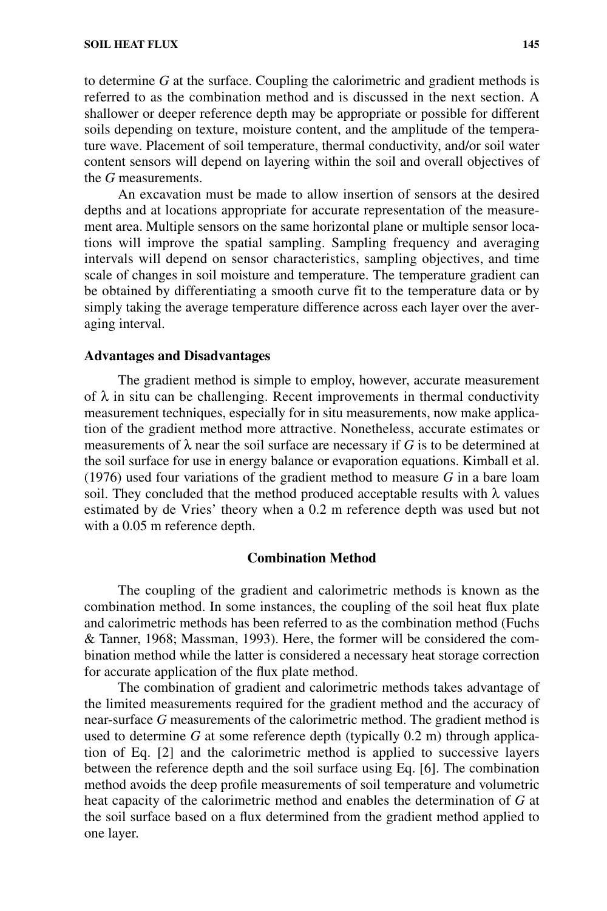to determine *G* at the surface. Coupling the calorimetric and gradient methods is referred to as the combination method and is discussed in the next section. A shallower or deeper reference depth may be appropriate or possible for different soils depending on texture, moisture content, and the amplitude of the temperature wave. Placement of soil temperature, thermal conductivity, and/or soil water content sensors will depend on layering within the soil and overall objectives of the *G* measurements.

An excavation must be made to allow insertion of sensors at the desired depths and at locations appropriate for accurate representation of the measurement area. Multiple sensors on the same horizontal plane or multiple sensor locations will improve the spatial sampling. Sampling frequency and averaging intervals will depend on sensor characteristics, sampling objectives, and time scale of changes in soil moisture and temperature. The temperature gradient can be obtained by differentiating a smooth curve fit to the temperature data or by simply taking the average temperature difference across each layer over the averaging interval.

### Advantages and Disadvantages

The gradient method is simple to employ, however, accurate measurement of $\lambda$ in situ can be challenging. Recent improvements in thermal conductivity measurement techniques, especially for in situ measurements, now make application of the gradient method more attractive. Nonetheless, accurate estimates or measurements of $\lambda$ near the soil surface are necessary if *G* is to be determined at the soil surface for use in energy balance or evaporation equations. Kimball et al. (1976) used four variations of the gradient method to measure *G* in a bare loam soil. They concluded that the method produced acceptable results with $\lambda$ values estimated by de Vries' theory when a 0.2 m reference depth was used but not with a 0.05 m reference depth.

## Combination Method

The coupling of the gradient and calorimetric methods is known as the combination method. In some instances, the coupling of the soil heat flux plate and calorimetric methods has been referred to as the combination method (Fuchs & Tanner, 1968; Massman, 1993). Here, the former will be considered the combination method while the latter is considered a necessary heat storage correction for accurate application of the flux plate method.

The combination of gradient and calorimetric methods takes advantage of the limited measurements required for the gradient method and the accuracy of near-surface *G* measurements of the calorimetric method. The gradient method is used to determine *G* at some reference depth (typically 0.2 m) through application of Eq. [2] and the calorimetric method is applied to successive layers between the reference depth and the soil surface using Eq. [6]. The combination method avoids the deep profile measurements of soil temperature and volumetric heat capacity of the calorimetric method and enables the determination of *G* at the soil surface based on a flux determined from the gradient method applied to one layer.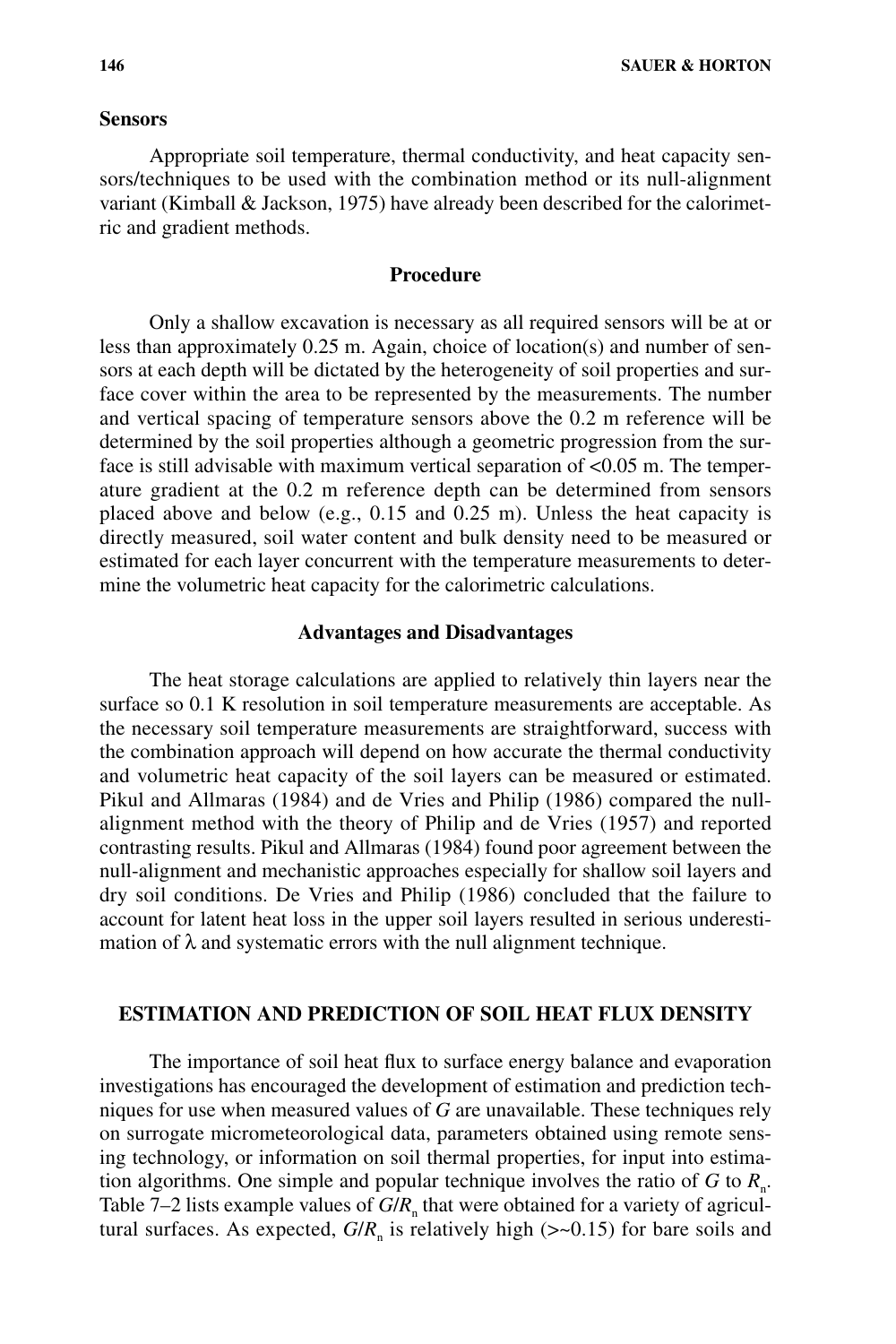### Sensors

Appropriate soil temperature, thermal conductivity, and heat capacity sensors/techniques to be used with the combination method or its null-alignment variant (Kimball & Jackson, 1975) have already been described for the calorimetric and gradient methods.

### Procedure

Only a shallow excavation is necessary as all required sensors will be at or less than approximately 0.25 m. Again, choice of location(s) and number of sensors at each depth will be dictated by the heterogeneity of soil properties and surface cover within the area to be represented by the measurements. The number and vertical spacing of temperature sensors above the 0.2 m reference will be determined by the soil properties although a geometric progression from the surface is still advisable with maximum vertical separation of <0.05 m. The temperature gradient at the 0.2 m reference depth can be determined from sensors placed above and below (e.g., 0.15 and 0.25 m). Unless the heat capacity is directly measured, soil water content and bulk density need to be measured or estimated for each layer concurrent with the temperature measurements to determine the volumetric heat capacity for the calorimetric calculations.

### Advantages and Disadvantages

The heat storage calculations are applied to relatively thin layers near the surface so 0.1 K resolution in soil temperature measurements are acceptable. As the necessary soil temperature measurements are straightforward, success with the combination approach will depend on how accurate the thermal conductivity and volumetric heat capacity of the soil layers can be measured or estimated. Pikul and Allmaras (1984) and de Vries and Philip (1986) compared the null-alignment method with the theory of Philip and de Vries (1957) and reported contrasting results. Pikul and Allmaras (1984) found poor agreement between the null-alignment and mechanistic approaches especially for shallow soil layers and dry soil conditions. De Vries and Philip (1986) concluded that the failure to account for latent heat loss in the upper soil layers resulted in serious underestimation of $\lambda$ and systematic errors with the null alignment technique.

## ESTIMATION AND PREDICTION OF SOIL HEAT FLUX DENSITY

The importance of soil heat flux to surface energy balance and evaporation investigations has encouraged the development of estimation and prediction techniques for use when measured values of $G$ are unavailable. These techniques rely on surrogate micrometeorological data, parameters obtained using remote sensing technology, or information on soil thermal properties, for input into estimation algorithms. One simple and popular technique involves the ratio of $G$ to $R_n$. Table 7–2 lists example values of $G/R_n$ that were obtained for a variety of agricultural surfaces. As expected, $G/R_n$ is relatively high (>~0.15) for bare soils and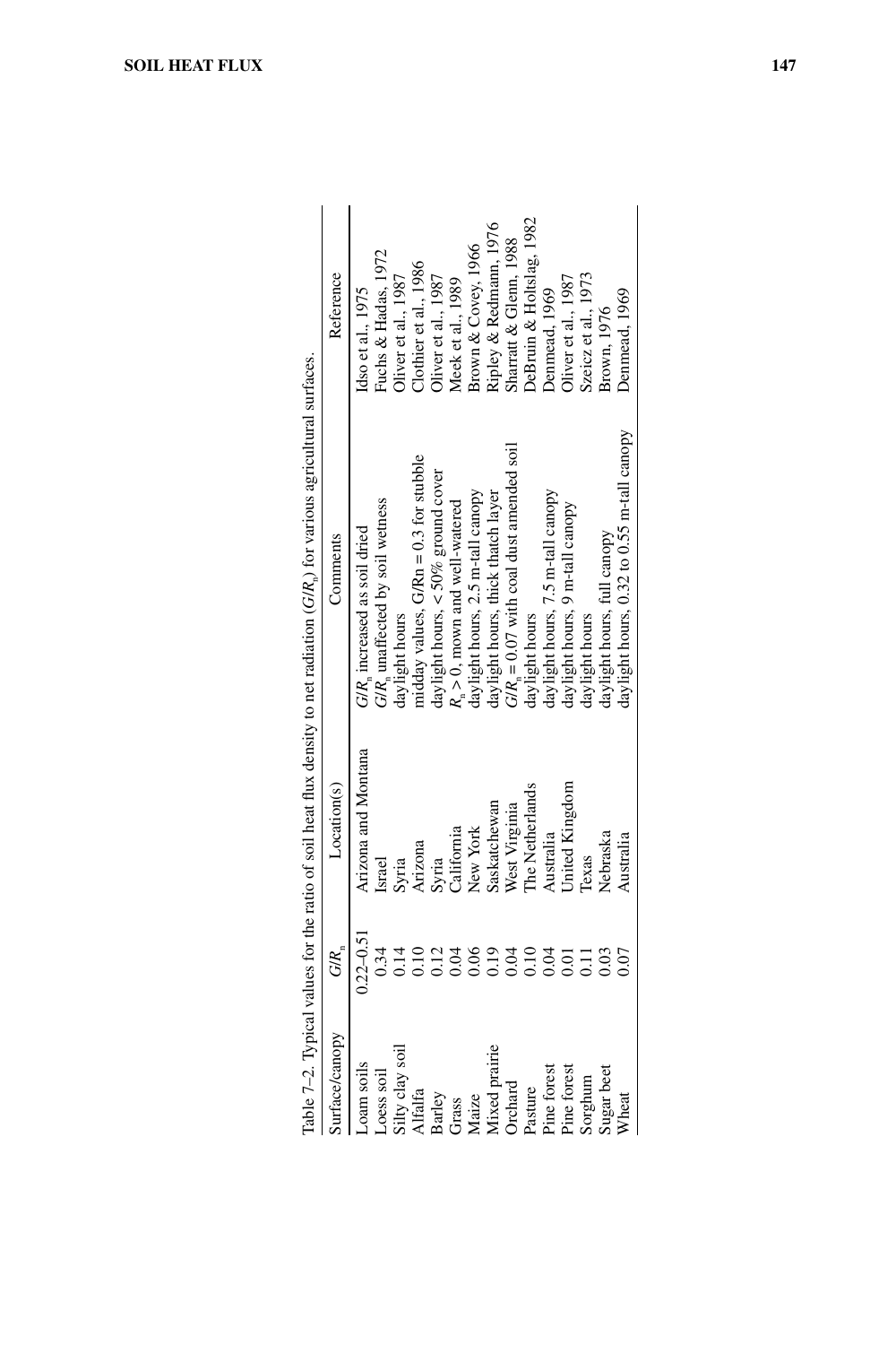Table 7–2. Typical values for the ratio of soil heat flux density to net radiation ($G/R_n$) for various agricultural surfaces.

| Surface/canopy | $G/R_n$ | Location(s) | Comments | Reference |
|---|---|---|---|---|
| Loam soils | 0.22–0.51 | Arizona and Montana | $G/R_n$ increased as soil dried | Idso et al., 1975 |
| Loess soil | 0.34 | Israel | $G/R_n$ unaffected by soil wetness | Fuchs & Hadas, 1972 |
| Silty clay soil | 0.14 | Syria | daylight hours | Oliver et al., 1987 |
| Alfalfa | 0.10 | Arizona | midday values, $G/Rn = 0.3$ for stubble | Clothier et al., 1986 |
| Barley | 0.12 | Syria | daylight hours, < 50% ground cover | Oliver et al., 1987 |
| Grass | 0.04 | California | $R_n > 0$, mown and well-watered | Meek et al., 1989 |
| Maize | 0.06 | New York | daylight hours, 2.5 m-tall canopy | Brown & Covey, 1966 |
| Mixed prairie | 0.19 | Saskatchewan | daylight hours, thick thatch layer | Ripley & Redmann, 1976 |
| Orchard | 0.04 | West Virginia | $G/R_n = 0.07$ with coal dust amended soil | Sharratt & Glenn, 1988 |
| Pasture | 0.10 | The Netherlands | daylight hours | DeBruin & Holtslag, 1982 |
| Pine forest | 0.04 | Australia | daylight hours, 7.5 m-tall canopy | Denmead, 1969 |
| Pine forest | 0.01 | United Kingdom | daylight hours, 9 m-tall canopy | Oliver et al., 1987 |
| Sorghum | 0.11 | Texas | daylight hours | Szeicz et al., 1973 |
| Sugar beet | 0.03 | Nebraska | daylight hours, full canopy | Brown, 1976 |
| Wheat | 0.07 | Australia | daylight hours, 0.32 to 0.55 m-tall canopy | Denmead, 1969 |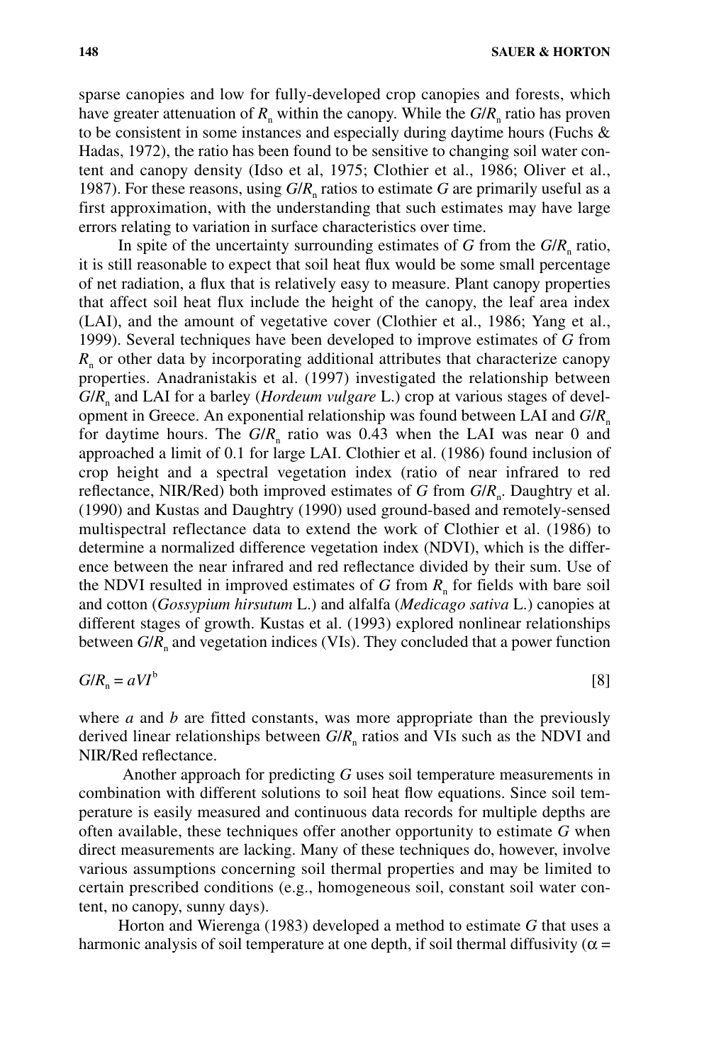sparse canopies and low for fully-developed crop canopies and forests, which have greater attenuation of $R_n$ within the canopy. While the $G/R_n$ ratio has proven to be consistent in some instances and especially during daytime hours (Fuchs & Hadas, 1972), the ratio has been found to be sensitive to changing soil water content and canopy density (Idso et al, 1975; Clothier et al., 1986; Oliver et al., 1987). For these reasons, using $G/R_n$ ratios to estimate $G$ are primarily useful as a first approximation, with the understanding that such estimates may have large errors relating to variation in surface characteristics over time.

In spite of the uncertainty surrounding estimates of $G$ from the $G/R_n$ ratio, it is still reasonable to expect that soil heat flux would be some small percentage of net radiation, a flux that is relatively easy to measure. Plant canopy properties that affect soil heat flux include the height of the canopy, the leaf area index (LAI), and the amount of vegetative cover (Clothier et al., 1986; Yang et al., 1999). Several techniques have been developed to improve estimates of $G$ from $R_n$ or other data by incorporating additional attributes that characterize canopy properties. Anadranistakis et al. (1997) investigated the relationship between $G/R_n$ and LAI for a barley (*Hordeum vulgare* L.) crop at various stages of development in Greece. An exponential relationship was found between LAI and $G/R_n$ for daytime hours. The $G/R_n$ ratio was 0.43 when the LAI was near 0 and approached a limit of 0.1 for large LAI. Clothier et al. (1986) found inclusion of crop height and a spectral vegetation index (ratio of near infrared to red reflectance, NIR/Red) both improved estimates of $G$ from $G/R_n$. Daughtry et al. (1990) and Kustas and Daughtry (1990) used ground-based and remotely-sensed multispectral reflectance data to extend the work of Clothier et al. (1986) to determine a normalized difference vegetation index (NDVI), which is the difference between the near infrared and red reflectance divided by their sum. Use of the NDVI resulted in improved estimates of $G$ from $R_n$ for fields with bare soil and cotton (*Gossypium hirsutum* L.) and alfalfa (*Medicago sativa* L.) canopies at different stages of growth. Kustas et al. (1993) explored nonlinear relationships between $G/R_n$ and vegetation indices (VIs). They concluded that a power function

$$G/R_n = aVI^b \quad [8]$$

where $a$ and $b$ are fitted constants, was more appropriate than the previously derived linear relationships between $G/R_n$ ratios and VIs such as the NDVI and NIR/Red reflectance.

Another approach for predicting $G$ uses soil temperature measurements in combination with different solutions to soil heat flow equations. Since soil temperature is easily measured and continuous data records for multiple depths are often available, these techniques offer another opportunity to estimate $G$ when direct measurements are lacking. Many of these techniques do, however, involve various assumptions concerning soil thermal properties and may be limited to certain prescribed conditions (e.g., homogeneous soil, constant soil water content, no canopy, sunny days).

Horton and Wierenga (1983) developed a method to estimate $G$ that uses a harmonic analysis of soil temperature at one depth, if soil thermal diffusivity ($\alpha$ =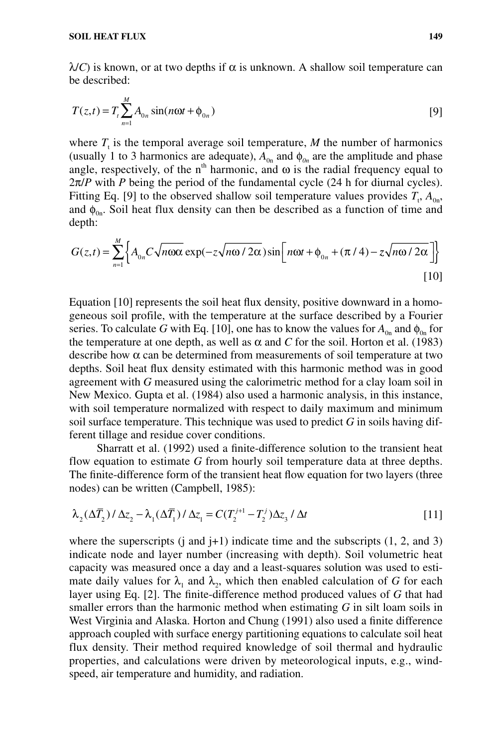$\lambda/C$) is known, or at two depths if $\alpha$ is unknown. A shallow soil temperature can be described:

$$T(z,t) = T_t \sum_{n=1}^{M} A_{0n} \sin(n\omega t + \phi_{0n}) \quad [9]$$

where $T_t$ is the temporal average soil temperature, $M$ the number of harmonics (usually 1 to 3 harmonics are adequate), $A_{0n}$ and $\phi_{0n}$ are the amplitude and phase angle, respectively, of the n[th] harmonic, and $\omega$ is the radial frequency equal to $2\pi/P$ with $P$ being the period of the fundamental cycle (24 h for diurnal cycles). Fitting Eq. [9] to the observed shallow soil temperature values provides $T_t$, $A_{0n}$, and $\phi_{0n}$. Soil heat flux density can then be described as a function of time and depth:

$$G(z,t) = \sum_{n=1}^{M} \left\{ A_{0n} C \sqrt{n\omega\alpha} \exp(-z\sqrt{n\omega/2\alpha}) \sin\left[ n\omega t + \phi_{0n} + (\pi/4) - z\sqrt{n\omega/2\alpha} \right] \right\} \quad [10]$$

Equation [10] represents the soil heat flux density, positive downward in a homogeneous soil profile, with the temperature at the surface described by a Fourier series. To calculate $G$ with Eq. [10], one has to know the values for $A_{0n}$ and $\phi_{0n}$ for the temperature at one depth, as well as $\alpha$ and $C$ for the soil. Horton et al. (1983) describe how $\alpha$ can be determined from measurements of soil temperature at two depths. Soil heat flux density estimated with this harmonic method was in good agreement with $G$ measured using the calorimetric method for a clay loam soil in New Mexico. Gupta et al. (1984) also used a harmonic analysis, in this instance, with soil temperature normalized with respect to daily maximum and minimum soil surface temperature. This technique was used to predict $G$ in soils having different tillage and residue cover conditions.

Sharratt et al. (1992) used a finite-difference solution to the transient heat flow equation to estimate $G$ from hourly soil temperature data at three depths. The finite-difference form of the transient heat flow equation for two layers (three nodes) can be written (Campbell, 1985):

$$\lambda_2(\Delta\overline{T}_2)/\Delta z_2 - \lambda_1(\Delta\overline{T}_1)/\Delta z_1 = C(T_2^{j+1} - T_2^{j})\Delta z_3/\Delta t \quad [11]$$

where the superscripts (j and j+1) indicate time and the subscripts (1, 2, and 3) indicate node and layer number (increasing with depth). Soil volumetric heat capacity was measured once a day and a least-squares solution was used to estimate daily values for $\lambda_1$ and $\lambda_2$, which then enabled calculation of $G$ for each layer using Eq. [2]. The finite-difference method produced values of $G$ that had smaller errors than the harmonic method when estimating $G$ in silt loam soils in West Virginia and Alaska. Horton and Chung (1991) also used a finite difference approach coupled with surface energy partitioning equations to calculate soil heat flux density. Their method required knowledge of soil thermal and hydraulic properties, and calculations were driven by meteorological inputs, e.g., windspeed, air temperature and humidity, and radiation.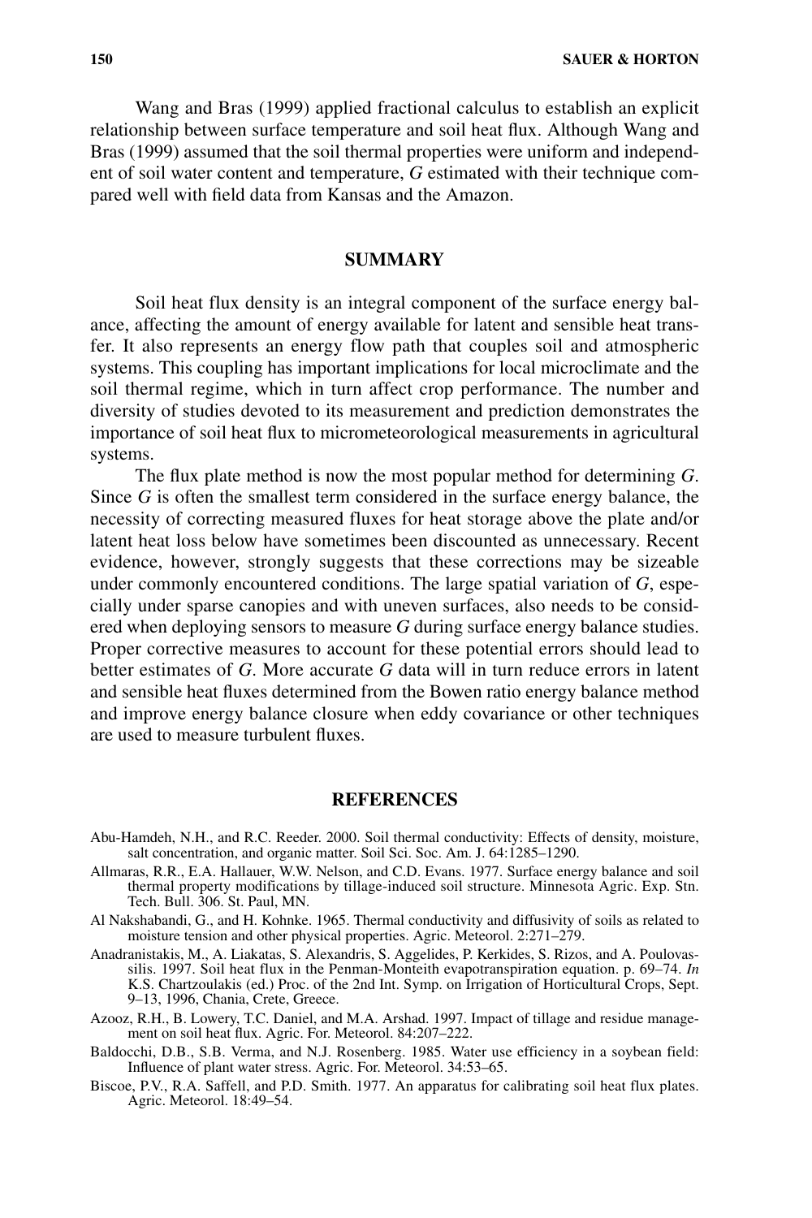Wang and Bras (1999) applied fractional calculus to establish an explicit relationship between surface temperature and soil heat flux. Although Wang and Bras (1999) assumed that the soil thermal properties were uniform and independent of soil water content and temperature, *G* estimated with their technique compared well with field data from Kansas and the Amazon.

## SUMMARY

Soil heat flux density is an integral component of the surface energy balance, affecting the amount of energy available for latent and sensible heat transfer. It also represents an energy flow path that couples soil and atmospheric systems. This coupling has important implications for local microclimate and the soil thermal regime, which in turn affect crop performance. The number and diversity of studies devoted to its measurement and prediction demonstrates the importance of soil heat flux to micrometeorological measurements in agricultural systems.

The flux plate method is now the most popular method for determining *G*. Since *G* is often the smallest term considered in the surface energy balance, the necessity of correcting measured fluxes for heat storage above the plate and/or latent heat loss below have sometimes been discounted as unnecessary. Recent evidence, however, strongly suggests that these corrections may be sizeable under commonly encountered conditions. The large spatial variation of *G*, especially under sparse canopies and with uneven surfaces, also needs to be considered when deploying sensors to measure *G* during surface energy balance studies. Proper corrective measures to account for these potential errors should lead to better estimates of *G*. More accurate *G* data will in turn reduce errors in latent and sensible heat fluxes determined from the Bowen ratio energy balance method and improve energy balance closure when eddy covariance or other techniques are used to measure turbulent fluxes.

## REFERENCES

Abu-Hamdeh, N.H., and R.C. Reeder. 2000. Soil thermal conductivity: Effects of density, moisture, salt concentration, and organic matter. Soil Sci. Soc. Am. J. 64:1285–1290.

Allmaras, R.R., E.A. Hallauer, W.W. Nelson, and C.D. Evans. 1977. Surface energy balance and soil thermal property modifications by tillage-induced soil structure. Minnesota Agric. Exp. Stn. Tech. Bull. 306. St. Paul, MN.

Al Nakshabandi, G., and H. Kohnke. 1965. Thermal conductivity and diffusivity of soils as related to moisture tension and other physical properties. Agric. Meteorol. 2:271–279.

Anadranistakis, M., A. Liakatas, S. Alexandris, S. Aggelides, P. Kerkides, S. Rizos, and A. Poulovassilis. 1997. Soil heat flux in the Penman-Monteith evapotranspiration equation. p. 69–74. *In* K.S. Chartzoulakis (ed.) Proc. of the 2nd Int. Symp. on Irrigation of Horticultural Crops, Sept. 9–13, 1996, Chania, Crete, Greece.

Azooz, R.H., B. Lowery, T.C. Daniel, and M.A. Arshad. 1997. Impact of tillage and residue management on soil heat flux. Agric. For. Meteorol. 84:207–222.

Baldocchi, D.B., S.B. Verma, and N.J. Rosenberg. 1985. Water use efficiency in a soybean field: Influence of plant water stress. Agric. For. Meteorol. 34:53–65.

Biscoe, P.V., R.A. Saffell, and P.D. Smith. 1977. An apparatus for calibrating soil heat flux plates. Agric. Meteorol. 18:49–54.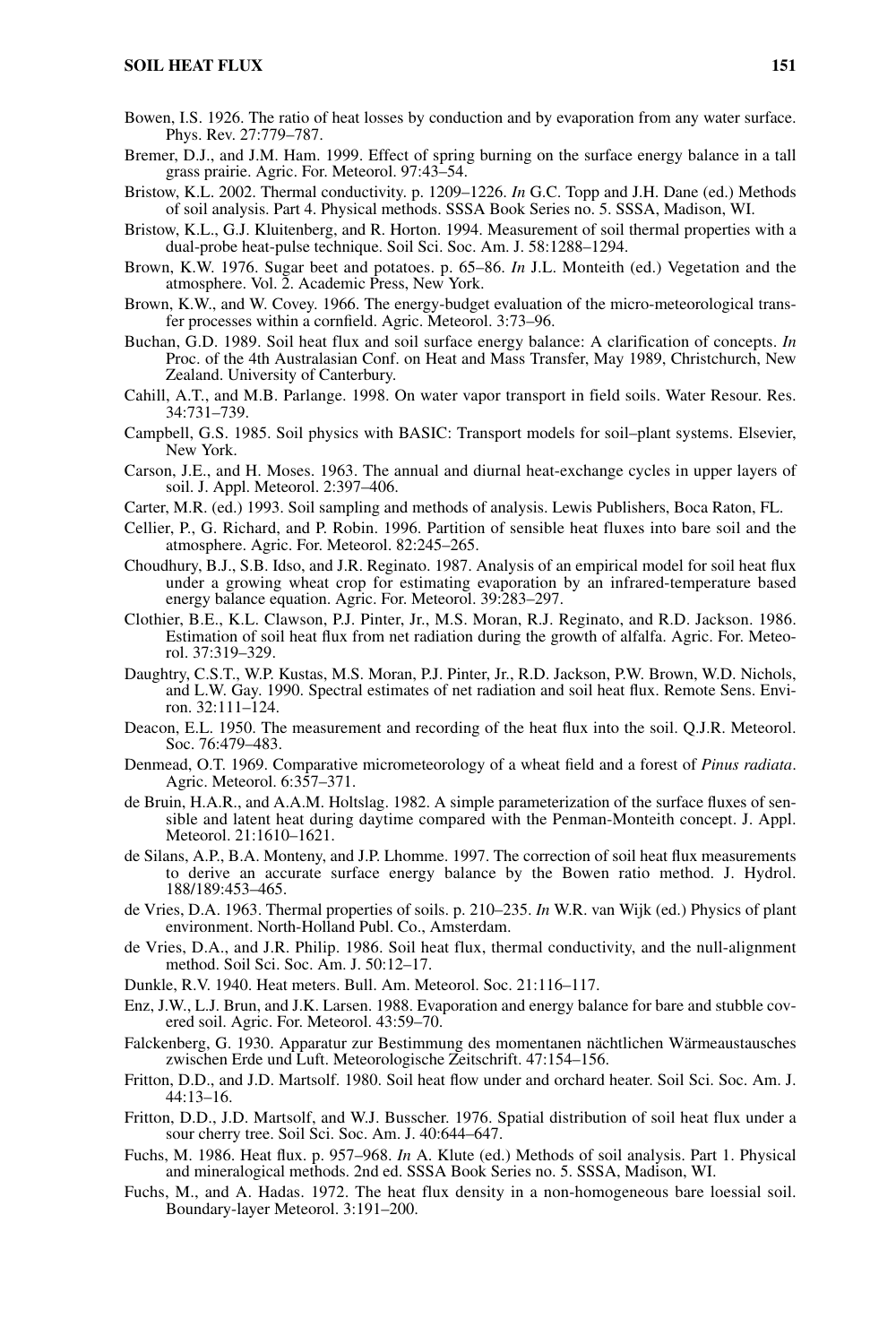Bowen, I.S. 1926. The ratio of heat losses by conduction and by evaporation from any water surface. Phys. Rev. 27:779–787.

Bremer, D.J., and J.M. Ham. 1999. Effect of spring burning on the surface energy balance in a tall grass prairie. Agric. For. Meteorol. 97:43–54.

Bristow, K.L. 2002. Thermal conductivity. p. 1209–1226. *In* G.C. Topp and J.H. Dane (ed.) Methods of soil analysis. Part 4. Physical methods. SSSA Book Series no. 5. SSSA, Madison, WI.

Bristow, K.L., G.J. Kluitenberg, and R. Horton. 1994. Measurement of soil thermal properties with a dual-probe heat-pulse technique. Soil Sci. Soc. Am. J. 58:1288–1294.

Brown, K.W. 1976. Sugar beet and potatoes. p. 65–86. *In* J.L. Monteith (ed.) Vegetation and the atmosphere. Vol. 2. Academic Press, New York.

Brown, K.W., and W. Covey. 1966. The energy-budget evaluation of the micro-meteorological transfer processes within a cornfield. Agric. Meteorol. 3:73–96.

Buchan, G.D. 1989. Soil heat flux and soil surface energy balance: A clarification of concepts. *In* Proc. of the 4th Australasian Conf. on Heat and Mass Transfer, May 1989, Christchurch, New Zealand. University of Canterbury.

Cahill, A.T., and M.B. Parlange. 1998. On water vapor transport in field soils. Water Resour. Res. 34:731–739.

Campbell, G.S. 1985. Soil physics with BASIC: Transport models for soil–plant systems. Elsevier, New York.

Carson, J.E., and H. Moses. 1963. The annual and diurnal heat-exchange cycles in upper layers of soil. J. Appl. Meteorol. 2:397–406.

Carter, M.R. (ed.) 1993. Soil sampling and methods of analysis. Lewis Publishers, Boca Raton, FL.

Cellier, P., G. Richard, and P. Robin. 1996. Partition of sensible heat fluxes into bare soil and the atmosphere. Agric. For. Meteorol. 82:245–265.

Choudhury, B.J., S.B. Idso, and J.R. Reginato. 1987. Analysis of an empirical model for soil heat flux under a growing wheat crop for estimating evaporation by an infrared-temperature based energy balance equation. Agric. For. Meteorol. 39:283–297.

Clothier, B.E., K.L. Clawson, P.J. Pinter, Jr., M.S. Moran, R.J. Reginato, and R.D. Jackson. 1986. Estimation of soil heat flux from net radiation during the growth of alfalfa. Agric. For. Meteorol. 37:319–329.

Daughtry, C.S.T., W.P. Kustas, M.S. Moran, P.J. Pinter, Jr., R.D. Jackson, P.W. Brown, W.D. Nichols, and L.W. Gay. 1990. Spectral estimates of net radiation and soil heat flux. Remote Sens. Environ. 32:111–124.

Deacon, E.L. 1950. The measurement and recording of the heat flux into the soil. Q.J.R. Meteorol. Soc. 76:479–483.

Denmead, O.T. 1969. Comparative micrometeorology of a wheat field and a forest of *Pinus radiata*. Agric. Meteorol. 6:357–371.

de Bruin, H.A.R., and A.A.M. Holtslag. 1982. A simple parameterization of the surface fluxes of sensible and latent heat during daytime compared with the Penman-Monteith concept. J. Appl. Meteorol. 21:1610–1621.

de Silans, A.P., B.A. Monteny, and J.P. Lhomme. 1997. The correction of soil heat flux measurements to derive an accurate surface energy balance by the Bowen ratio method. J. Hydrol. 188/189:453–465.

de Vries, D.A. 1963. Thermal properties of soils. p. 210–235. *In* W.R. van Wijk (ed.) Physics of plant environment. North-Holland Publ. Co., Amsterdam.

de Vries, D.A., and J.R. Philip. 1986. Soil heat flux, thermal conductivity, and the null-alignment method. Soil Sci. Soc. Am. J. 50:12–17.

Dunkle, R.V. 1940. Heat meters. Bull. Am. Meteorol. Soc. 21:116–117.

Enz, J.W., L.J. Brun, and J.K. Larsen. 1988. Evaporation and energy balance for bare and stubble covered soil. Agric. For. Meteorol. 43:59–70.

Falckenberg, G. 1930. Apparatur zur Bestimmung des momentanen nächtlichen Wärmeaustausches zwischen Erde und Luft. Meteorologische Zeitschrift. 47:154–156.

Fritton, D.D., and J.D. Martsolf. 1980. Soil heat flow under and orchard heater. Soil Sci. Soc. Am. J. 44:13–16.

Fritton, D.D., J.D. Martsolf, and W.J. Busscher. 1976. Spatial distribution of soil heat flux under a sour cherry tree. Soil Sci. Soc. Am. J. 40:644–647.

Fuchs, M. 1986. Heat flux. p. 957–968. *In* A. Klute (ed.) Methods of soil analysis. Part 1. Physical and mineralogical methods. 2nd ed. SSSA Book Series no. 5. SSSA, Madison, WI.

Fuchs, M., and A. Hadas. 1972. The heat flux density in a non-homogeneous bare loessial soil. Boundary-layer Meteorol. 3:191–200.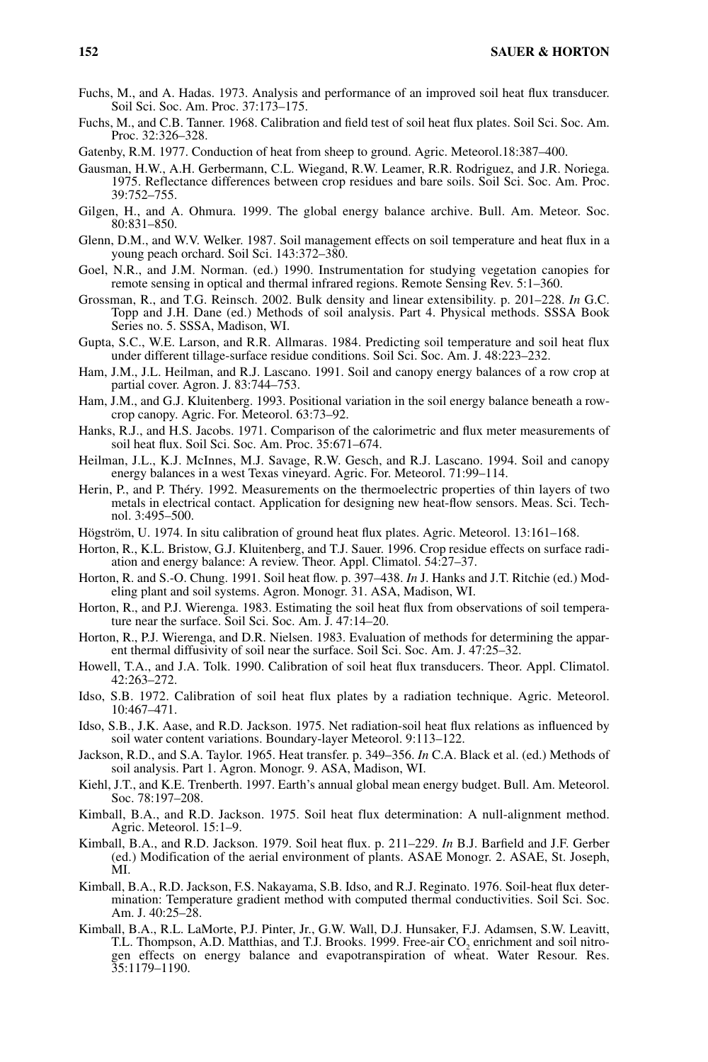Fuchs, M., and A. Hadas. 1973. Analysis and performance of an improved soil heat flux transducer. Soil Sci. Soc. Am. Proc. 37:173–175.

Fuchs, M., and C.B. Tanner. 1968. Calibration and field test of soil heat flux plates. Soil Sci. Soc. Am. Proc. 32:326–328.

Gatenby, R.M. 1977. Conduction of heat from sheep to ground. Agric. Meteorol.18:387–400.

Gausman, H.W., A.H. Gerbermann, C.L. Wiegand, R.W. Leamer, R.R. Rodriguez, and J.R. Noriega. 1975. Reflectance differences between crop residues and bare soils. Soil Sci. Soc. Am. Proc. 39:752–755.

Gilgen, H., and A. Ohmura. 1999. The global energy balance archive. Bull. Am. Meteor. Soc. 80:831–850.

Glenn, D.M., and W.V. Welker. 1987. Soil management effects on soil temperature and heat flux in a young peach orchard. Soil Sci. 143:372–380.

Goel, N.R., and J.M. Norman. (ed.) 1990. Instrumentation for studying vegetation canopies for remote sensing in optical and thermal infrared regions. Remote Sensing Rev. 5:1–360.

Grossman, R., and T.G. Reinsch. 2002. Bulk density and linear extensibility. p. 201–228. *In* G.C. Topp and J.H. Dane (ed.) Methods of soil analysis. Part 4. Physical methods. SSSA Book Series no. 5. SSSA, Madison, WI.

Gupta, S.C., W.E. Larson, and R.R. Allmaras. 1984. Predicting soil temperature and soil heat flux under different tillage-surface residue conditions. Soil Sci. Soc. Am. J. 48:223–232.

Ham, J.M., J.L. Heilman, and R.J. Lascano. 1991. Soil and canopy energy balances of a row crop at partial cover. Agron. J. 83:744–753.

Ham, J.M., and G.J. Kluitenberg. 1993. Positional variation in the soil energy balance beneath a row-crop canopy. Agric. For. Meteorol. 63:73–92.

Hanks, R.J., and H.S. Jacobs. 1971. Comparison of the calorimetric and flux meter measurements of soil heat flux. Soil Sci. Soc. Am. Proc. 35:671–674.

Heilman, J.L., K.J. McInnes, M.J. Savage, R.W. Gesch, and R.J. Lascano. 1994. Soil and canopy energy balances in a west Texas vineyard. Agric. For. Meteorol. 71:99–114.

Herin, P., and P. Théry. 1992. Measurements on the thermoelectric properties of thin layers of two metals in electrical contact. Application for designing new heat-flow sensors. Meas. Sci. Technol. 3:495–500.

Högström, U. 1974. In situ calibration of ground heat flux plates. Agric. Meteorol. 13:161–168.

Horton, R., K.L. Bristow, G.J. Kluitenberg, and T.J. Sauer. 1996. Crop residue effects on surface radiation and energy balance: A review. Theor. Appl. Climatol. 54:27–37.

Horton, R. and S.-O. Chung. 1991. Soil heat flow. p. 397–438. *In* J. Hanks and J.T. Ritchie (ed.) Modeling plant and soil systems. Agron. Monogr. 31. ASA, Madison, WI.

Horton, R., and P.J. Wierenga. 1983. Estimating the soil heat flux from observations of soil temperature near the surface. Soil Sci. Soc. Am. J. 47:14–20.

Horton, R., P.J. Wierenga, and D.R. Nielsen. 1983. Evaluation of methods for determining the apparent thermal diffusivity of soil near the surface. Soil Sci. Soc. Am. J. 47:25–32.

Howell, T.A., and J.A. Tolk. 1990. Calibration of soil heat flux transducers. Theor. Appl. Climatol. 42:263–272.

Idso, S.B. 1972. Calibration of soil heat flux plates by a radiation technique. Agric. Meteorol. 10:467–471.

Idso, S.B., J.K. Aase, and R.D. Jackson. 1975. Net radiation-soil heat flux relations as influenced by soil water content variations. Boundary-layer Meteorol. 9:113–122.

Jackson, R.D., and S.A. Taylor. 1965. Heat transfer. p. 349–356. *In* C.A. Black et al. (ed.) Methods of soil analysis. Part 1. Agron. Monogr. 9. ASA, Madison, WI.

Kiehl, J.T., and K.E. Trenberth. 1997. Earth's annual global mean energy budget. Bull. Am. Meteorol. Soc. 78:197–208.

Kimball, B.A., and R.D. Jackson. 1975. Soil heat flux determination: A null-alignment method. Agric. Meteorol. 15:1–9.

Kimball, B.A., and R.D. Jackson. 1979. Soil heat flux. p. 211–229. *In* B.J. Barfield and J.F. Gerber (ed.) Modification of the aerial environment of plants. ASAE Monogr. 2. ASAE, St. Joseph, MI.

Kimball, B.A., R.D. Jackson, F.S. Nakayama, S.B. Idso, and R.J. Reginato. 1976. Soil-heat flux determination: Temperature gradient method with computed thermal conductivities. Soil Sci. Soc. Am. J. 40:25–28.

Kimball, B.A., R.L. LaMorte, P.J. Pinter, Jr., G.W. Wall, D.J. Hunsaker, F.J. Adamsen, S.W. Leavitt, T.L. Thompson, A.D. Matthias, and T.J. Brooks. 1999. Free-air $CO_2$ enrichment and soil nitrogen effects on energy balance and evapotranspiration of wheat. Water Resour. Res. 35:1179–1190.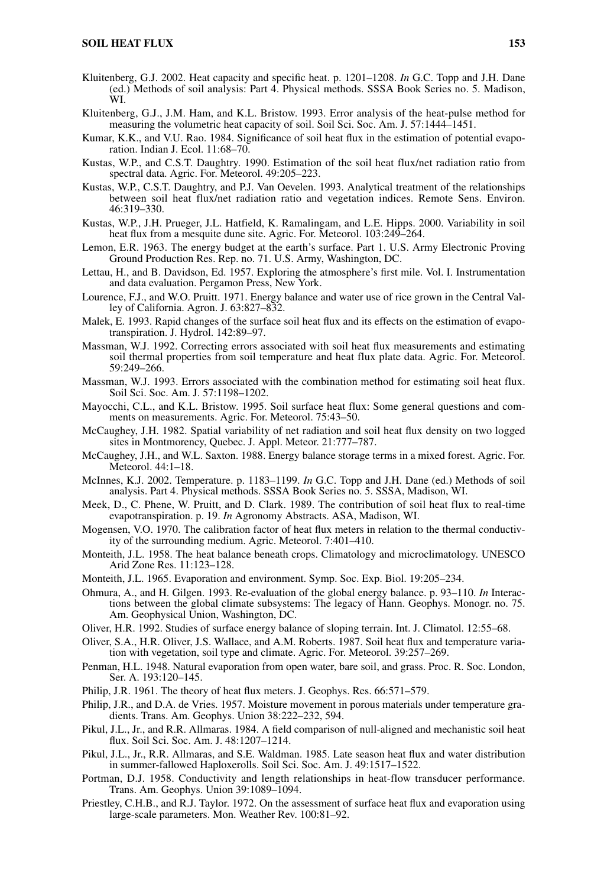Kluitenberg, G.J. 2002. Heat capacity and specific heat. p. 1201–1208. *In* G.C. Topp and J.H. Dane (ed.) Methods of soil analysis: Part 4. Physical methods. SSSA Book Series no. 5. Madison, WI.

Kluitenberg, G.J., J.M. Ham, and K.L. Bristow. 1993. Error analysis of the heat-pulse method for measuring the volumetric heat capacity of soil. Soil Sci. Soc. Am. J. 57:1444–1451.

Kumar, K.K., and V.U. Rao. 1984. Significance of soil heat flux in the estimation of potential evaporation. Indian J. Ecol. 11:68–70.

Kustas, W.P., and C.S.T. Daughtry. 1990. Estimation of the soil heat flux/net radiation ratio from spectral data. Agric. For. Meteorol. 49:205–223.

Kustas, W.P., C.S.T. Daughtry, and P.J. Van Oevelen. 1993. Analytical treatment of the relationships between soil heat flux/net radiation ratio and vegetation indices. Remote Sens. Environ. 46:319–330.

Kustas, W.P., J.H. Prueger, J.L. Hatfield, K. Ramalingam, and L.E. Hipps. 2000. Variability in soil heat flux from a mesquite dune site. Agric. For. Meteorol. 103:249–264.

Lemon, E.R. 1963. The energy budget at the earth's surface. Part 1. U.S. Army Electronic Proving Ground Production Res. Rep. no. 71. U.S. Army, Washington, DC.

Lettau, H., and B. Davidson, Ed. 1957. Exploring the atmosphere's first mile. Vol. I. Instrumentation and data evaluation. Pergamon Press, New York.

Lourence, F.J., and W.O. Pruitt. 1971. Energy balance and water use of rice grown in the Central Valley of California. Agron. J. 63:827–832.

Malek, E. 1993. Rapid changes of the surface soil heat flux and its effects on the estimation of evapotranspiration. J. Hydrol. 142:89–97.

Massman, W.J. 1992. Correcting errors associated with soil heat flux measurements and estimating soil thermal properties from soil temperature and heat flux plate data. Agric. For. Meteorol. 59:249–266.

Massman, W.J. 1993. Errors associated with the combination method for estimating soil heat flux. Soil Sci. Soc. Am. J. 57:1198–1202.

Mayocchi, C.L., and K.L. Bristow. 1995. Soil surface heat flux: Some general questions and comments on measurements. Agric. For. Meteorol. 75:43–50.

McCaughey, J.H. 1982. Spatial variability of net radiation and soil heat flux density on two logged sites in Montmorency, Quebec. J. Appl. Meteor. 21:777–787.

McCaughey, J.H., and W.L. Saxton. 1988. Energy balance storage terms in a mixed forest. Agric. For. Meteorol. 44:1–18.

McInnes, K.J. 2002. Temperature. p. 1183–1199. *In* G.C. Topp and J.H. Dane (ed.) Methods of soil analysis. Part 4. Physical methods. SSSA Book Series no. 5. SSSA, Madison, WI.

Meek, D., C. Phene, W. Pruitt, and D. Clark. 1989. The contribution of soil heat flux to real-time evapotranspiration. p. 19. *In* Agronomy Abstracts. ASA, Madison, WI.

Mogensen, V.O. 1970. The calibration factor of heat flux meters in relation to the thermal conductivity of the surrounding medium. Agric. Meteorol. 7:401–410.

Monteith, J.L. 1958. The heat balance beneath crops. Climatology and microclimatology. UNESCO Arid Zone Res. 11:123–128.

Monteith, J.L. 1965. Evaporation and environment. Symp. Soc. Exp. Biol. 19:205–234.

Ohmura, A., and H. Gilgen. 1993. Re-evaluation of the global energy balance. p. 93–110. *In* Interactions between the global climate subsystems: The legacy of Hann. Geophys. Monogr. no. 75. Am. Geophysical Union, Washington, DC.

Oliver, H.R. 1992. Studies of surface energy balance of sloping terrain. Int. J. Climatol. 12:55–68.

Oliver, S.A., H.R. Oliver, J.S. Wallace, and A.M. Roberts. 1987. Soil heat flux and temperature variation with vegetation, soil type and climate. Agric. For. Meteorol. 39:257–269.

Penman, H.L. 1948. Natural evaporation from open water, bare soil, and grass. Proc. R. Soc. London, Ser. A. 193:120–145.

Philip, J.R. 1961. The theory of heat flux meters. J. Geophys. Res. 66:571–579.

Philip, J.R., and D.A. de Vries. 1957. Moisture movement in porous materials under temperature gradients. Trans. Am. Geophys. Union 38:222–232, 594.

Pikul, J.L., Jr., and R.R. Allmaras. 1984. A field comparison of null-aligned and mechanistic soil heat flux. Soil Sci. Soc. Am. J. 48:1207–1214.

Pikul, J.L., Jr., R.R. Allmaras, and S.E. Waldman. 1985. Late season heat flux and water distribution in summer-fallowed Haploxerolls. Soil Sci. Soc. Am. J. 49:1517–1522.

Portman, D.J. 1958. Conductivity and length relationships in heat-flow transducer performance. Trans. Am. Geophys. Union 39:1089–1094.

Priestley, C.H.B., and R.J. Taylor. 1972. On the assessment of surface heat flux and evaporation using large-scale parameters. Mon. Weather Rev. 100:81–92.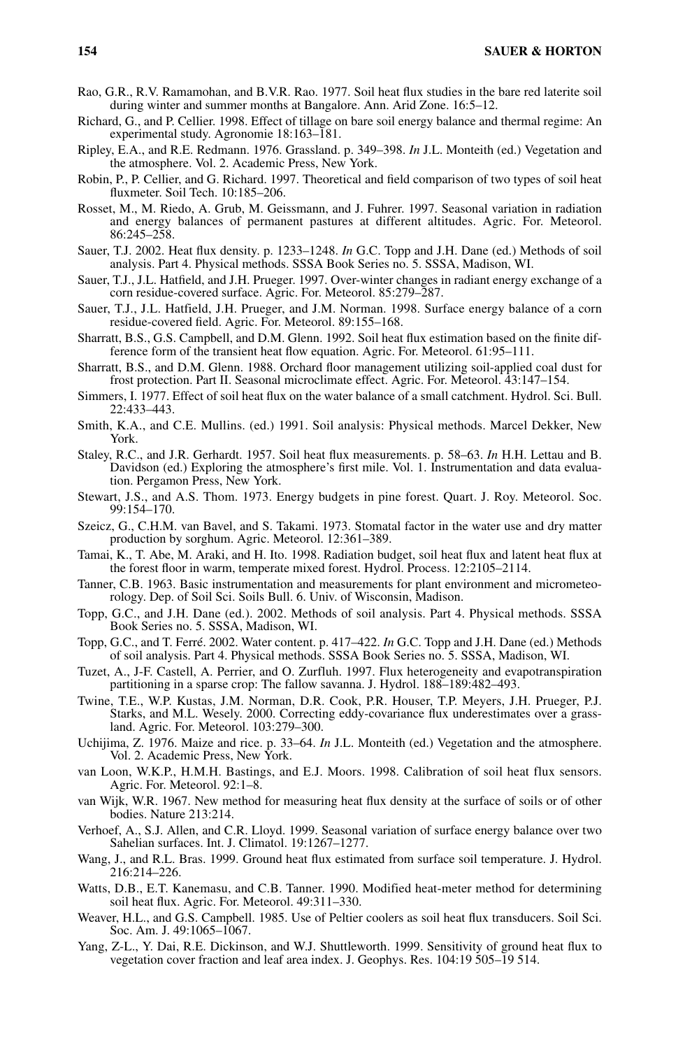Rao, G.R., R.V. Ramamohan, and B.V.R. Rao. 1977. Soil heat flux studies in the bare red laterite soil during winter and summer months at Bangalore. Ann. Arid Zone. 16:5–12.

Richard, G., and P. Cellier. 1998. Effect of tillage on bare soil energy balance and thermal regime: An experimental study. Agronomie 18:163–181.

Ripley, E.A., and R.E. Redmann. 1976. Grassland. p. 349–398. *In* J.L. Monteith (ed.) Vegetation and the atmosphere. Vol. 2. Academic Press, New York.

Robin, P., P. Cellier, and G. Richard. 1997. Theoretical and field comparison of two types of soil heat fluxmeter. Soil Tech. 10:185–206.

Rosset, M., M. Riedo, A. Grub, M. Geissmann, and J. Fuhrer. 1997. Seasonal variation in radiation and energy balances of permanent pastures at different altitudes. Agric. For. Meteorol. 86:245–258.

Sauer, T.J. 2002. Heat flux density. p. 1233–1248. *In* G.C. Topp and J.H. Dane (ed.) Methods of soil analysis. Part 4. Physical methods. SSSA Book Series no. 5. SSSA, Madison, WI.

Sauer, T.J., J.L. Hatfield, and J.H. Prueger. 1997. Over-winter changes in radiant energy exchange of a corn residue-covered surface. Agric. For. Meteorol. 85:279–287.

Sauer, T.J., J.L. Hatfield, J.H. Prueger, and J.M. Norman. 1998. Surface energy balance of a corn residue-covered field. Agric. For. Meteorol. 89:155–168.

Sharratt, B.S., G.S. Campbell, and D.M. Glenn. 1992. Soil heat flux estimation based on the finite difference form of the transient heat flow equation. Agric. For. Meteorol. 61:95–111.

Sharratt, B.S., and D.M. Glenn. 1988. Orchard floor management utilizing soil-applied coal dust for frost protection. Part II. Seasonal microclimate effect. Agric. For. Meteorol. 43:147–154.

Simmers, I. 1977. Effect of soil heat flux on the water balance of a small catchment. Hydrol. Sci. Bull. 22:433–443.

Smith, K.A., and C.E. Mullins. (ed.) 1991. Soil analysis: Physical methods. Marcel Dekker, New York.

Staley, R.C., and J.R. Gerhardt. 1957. Soil heat flux measurements. p. 58–63. *In* H.H. Lettau and B. Davidson (ed.) Exploring the atmosphere's first mile. Vol. 1. Instrumentation and data evaluation. Pergamon Press, New York.

Stewart, J.S., and A.S. Thom. 1973. Energy budgets in pine forest. Quart. J. Roy. Meteorol. Soc. 99:154–170.

Szeicz, G., C.H.M. van Bavel, and S. Takami. 1973. Stomatal factor in the water use and dry matter production by sorghum. Agric. Meteorol. 12:361–389.

Tamai, K., T. Abe, M. Araki, and H. Ito. 1998. Radiation budget, soil heat flux and latent heat flux at the forest floor in warm, temperate mixed forest. Hydrol. Process. 12:2105–2114.

Tanner, C.B. 1963. Basic instrumentation and measurements for plant environment and micrometeorology. Dep. of Soil Sci. Soils Bull. 6. Univ. of Wisconsin, Madison.

Topp, G.C., and J.H. Dane (ed.). 2002. Methods of soil analysis. Part 4. Physical methods. SSSA Book Series no. 5. SSSA, Madison, WI.

Topp, G.C., and T. Ferré. 2002. Water content. p. 417–422. *In* G.C. Topp and J.H. Dane (ed.) Methods of soil analysis. Part 4. Physical methods. SSSA Book Series no. 5. SSSA, Madison, WI.

Tuzet, A., J-F. Castell, A. Perrier, and O. Zurfluh. 1997. Flux heterogeneity and evapotranspiration partitioning in a sparse crop: The fallow savanna. J. Hydrol. 188–189:482–493.

Twine, T.E., W.P. Kustas, J.M. Norman, D.R. Cook, P.R. Houser, T.P. Meyers, J.H. Prueger, P.J. Starks, and M.L. Wesely. 2000. Correcting eddy-covariance flux underestimates over a grassland. Agric. For. Meteorol. 103:279–300.

Uchijima, Z. 1976. Maize and rice. p. 33–64. *In* J.L. Monteith (ed.) Vegetation and the atmosphere. Vol. 2. Academic Press, New York.

van Loon, W.K.P., H.M.H. Bastings, and E.J. Moors. 1998. Calibration of soil heat flux sensors. Agric. For. Meteorol. 92:1–8.

van Wijk, W.R. 1967. New method for measuring heat flux density at the surface of soils or of other bodies. Nature 213:214.

Verhoef, A., S.J. Allen, and C.R. Lloyd. 1999. Seasonal variation of surface energy balance over two Sahelian surfaces. Int. J. Climatol. 19:1267–1277.

Wang, J., and R.L. Bras. 1999. Ground heat flux estimated from surface soil temperature. J. Hydrol. 216:214–226.

Watts, D.B., E.T. Kanemasu, and C.B. Tanner. 1990. Modified heat-meter method for determining soil heat flux. Agric. For. Meteorol. 49:311–330.

Weaver, H.L., and G.S. Campbell. 1985. Use of Peltier coolers as soil heat flux transducers. Soil Sci. Soc. Am. J. 49:1065–1067.

Yang, Z-L., Y. Dai, R.E. Dickinson, and W.J. Shuttleworth. 1999. Sensitivity of ground heat flux to vegetation cover fraction and leaf area index. J. Geophys. Res. 104:19 505–19 514.